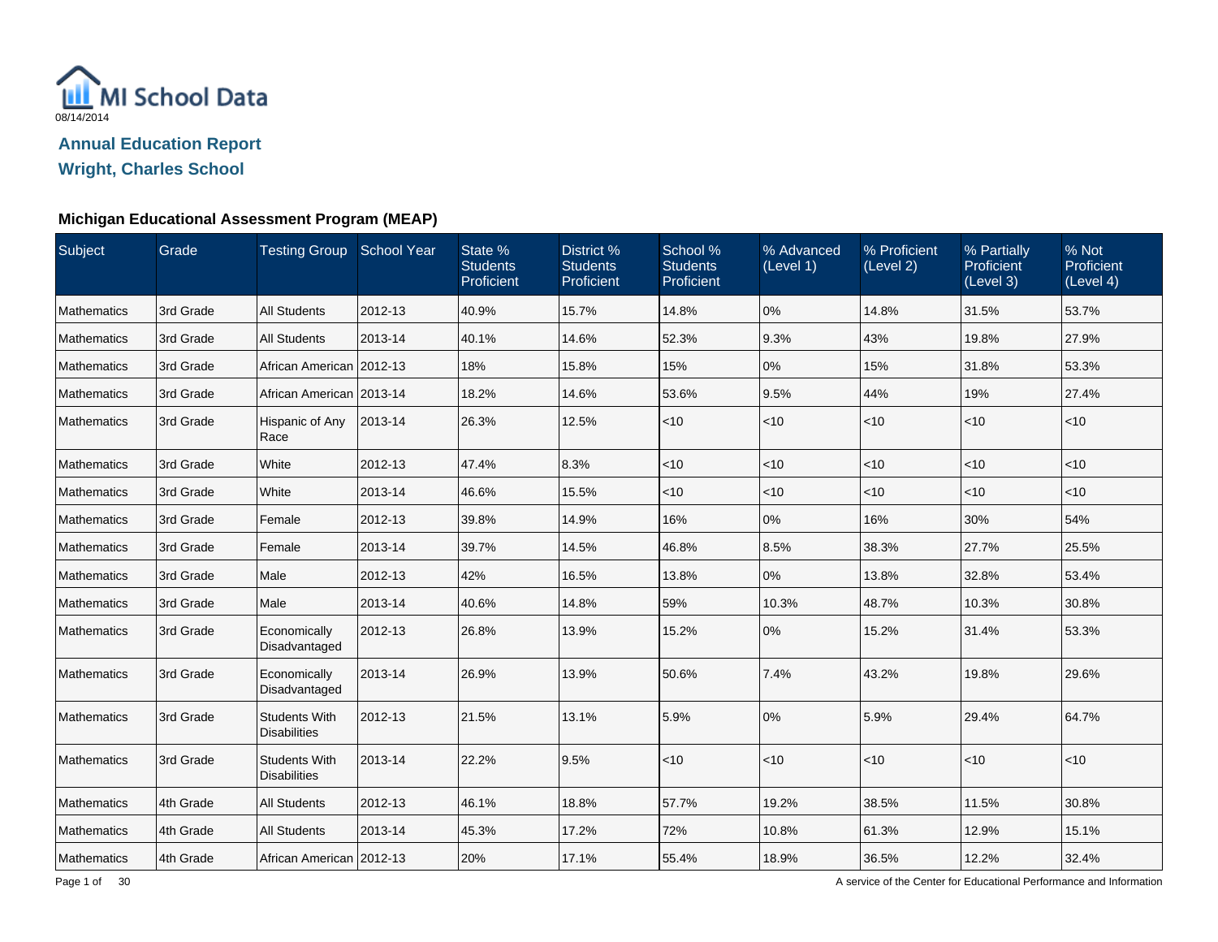MI School Data
08/14/2014

# Annual Education Report

## Wright, Charles School

### Michigan Educational Assessment Program (MEAP)

| Subject | Grade | Testing Group | School Year | State % Students Proficient | District % Students Proficient | School % Students Proficient | % Advanced (Level 1) | % Proficient (Level 2) | % Partially Proficient (Level 3) | % Not Proficient (Level 4) |
|---|---|---|---|---|---|---|---|---|---|---|
| Mathematics | 3rd Grade | All Students | 2012-13 | 40.9% | 15.7% | 14.8% | 0% | 14.8% | 31.5% | 53.7% |
| Mathematics | 3rd Grade | All Students | 2013-14 | 40.1% | 14.6% | 52.3% | 9.3% | 43% | 19.8% | 27.9% |
| Mathematics | 3rd Grade | African American | 2012-13 | 18% | 15.8% | 15% | 0% | 15% | 31.8% | 53.3% |
| Mathematics | 3rd Grade | African American | 2013-14 | 18.2% | 14.6% | 53.6% | 9.5% | 44% | 19% | 27.4% |
| Mathematics | 3rd Grade | Hispanic of Any Race | 2013-14 | 26.3% | 12.5% | <10 | <10 | <10 | <10 | <10 |
| Mathematics | 3rd Grade | White | 2012-13 | 47.4% | 8.3% | <10 | <10 | <10 | <10 | <10 |
| Mathematics | 3rd Grade | White | 2013-14 | 46.6% | 15.5% | <10 | <10 | <10 | <10 | <10 |
| Mathematics | 3rd Grade | Female | 2012-13 | 39.8% | 14.9% | 16% | 0% | 16% | 30% | 54% |
| Mathematics | 3rd Grade | Female | 2013-14 | 39.7% | 14.5% | 46.8% | 8.5% | 38.3% | 27.7% | 25.5% |
| Mathematics | 3rd Grade | Male | 2012-13 | 42% | 16.5% | 13.8% | 0% | 13.8% | 32.8% | 53.4% |
| Mathematics | 3rd Grade | Male | 2013-14 | 40.6% | 14.8% | 59% | 10.3% | 48.7% | 10.3% | 30.8% |
| Mathematics | 3rd Grade | Economically Disadvantaged | 2012-13 | 26.8% | 13.9% | 15.2% | 0% | 15.2% | 31.4% | 53.3% |
| Mathematics | 3rd Grade | Economically Disadvantaged | 2013-14 | 26.9% | 13.9% | 50.6% | 7.4% | 43.2% | 19.8% | 29.6% |
| Mathematics | 3rd Grade | Students With Disabilities | 2012-13 | 21.5% | 13.1% | 5.9% | 0% | 5.9% | 29.4% | 64.7% |
| Mathematics | 3rd Grade | Students With Disabilities | 2013-14 | 22.2% | 9.5% | <10 | <10 | <10 | <10 | <10 |
| Mathematics | 4th Grade | All Students | 2012-13 | 46.1% | 18.8% | 57.7% | 19.2% | 38.5% | 11.5% | 30.8% |
| Mathematics | 4th Grade | All Students | 2013-14 | 45.3% | 17.2% | 72% | 10.8% | 61.3% | 12.9% | 15.1% |
| Mathematics | 4th Grade | African American | 2012-13 | 20% | 17.1% | 55.4% | 18.9% | 36.5% | 12.2% | 32.4% |

A service of the Center for Educational Performance and Information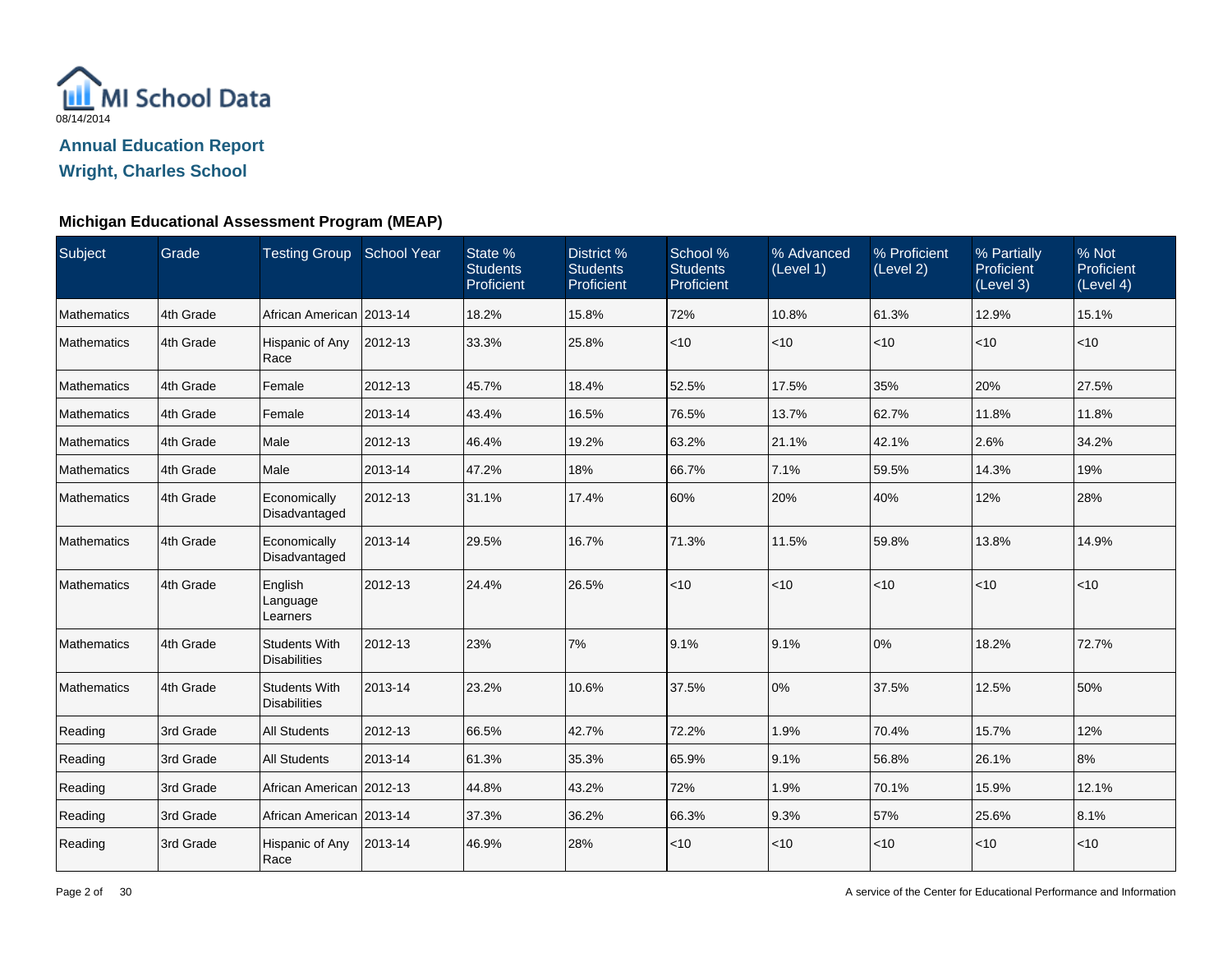MI School Data
08/14/2014

## Annual Education Report
## Wright, Charles School

### Michigan Educational Assessment Program (MEAP)

| Subject | Grade | Testing Group | School Year | State % Students Proficient | District % Students Proficient | School % Students Proficient | % Advanced (Level 1) | % Proficient (Level 2) | % Partially Proficient (Level 3) | % Not Proficient (Level 4) |
|---|---|---|---|---|---|---|---|---|---|---|
| Mathematics | 4th Grade | African American | 2013-14 | 18.2% | 15.8% | 72% | 10.8% | 61.3% | 12.9% | 15.1% |
| Mathematics | 4th Grade | Hispanic of Any Race | 2012-13 | 33.3% | 25.8% | <10 | <10 | <10 | <10 | <10 |
| Mathematics | 4th Grade | Female | 2012-13 | 45.7% | 18.4% | 52.5% | 17.5% | 35% | 20% | 27.5% |
| Mathematics | 4th Grade | Female | 2013-14 | 43.4% | 16.5% | 76.5% | 13.7% | 62.7% | 11.8% | 11.8% |
| Mathematics | 4th Grade | Male | 2012-13 | 46.4% | 19.2% | 63.2% | 21.1% | 42.1% | 2.6% | 34.2% |
| Mathematics | 4th Grade | Male | 2013-14 | 47.2% | 18% | 66.7% | 7.1% | 59.5% | 14.3% | 19% |
| Mathematics | 4th Grade | Economically Disadvantaged | 2012-13 | 31.1% | 17.4% | 60% | 20% | 40% | 12% | 28% |
| Mathematics | 4th Grade | Economically Disadvantaged | 2013-14 | 29.5% | 16.7% | 71.3% | 11.5% | 59.8% | 13.8% | 14.9% |
| Mathematics | 4th Grade | English Language Learners | 2012-13 | 24.4% | 26.5% | <10 | <10 | <10 | <10 | <10 |
| Mathematics | 4th Grade | Students With Disabilities | 2012-13 | 23% | 7% | 9.1% | 9.1% | 0% | 18.2% | 72.7% |
| Mathematics | 4th Grade | Students With Disabilities | 2013-14 | 23.2% | 10.6% | 37.5% | 0% | 37.5% | 12.5% | 50% |
| Reading | 3rd Grade | All Students | 2012-13 | 66.5% | 42.7% | 72.2% | 1.9% | 70.4% | 15.7% | 12% |
| Reading | 3rd Grade | All Students | 2013-14 | 61.3% | 35.3% | 65.9% | 9.1% | 56.8% | 26.1% | 8% |
| Reading | 3rd Grade | African American | 2012-13 | 44.8% | 43.2% | 72% | 1.9% | 70.1% | 15.9% | 12.1% |
| Reading | 3rd Grade | African American | 2013-14 | 37.3% | 36.2% | 66.3% | 9.3% | 57% | 25.6% | 8.1% |
| Reading | 3rd Grade | Hispanic of Any Race | 2013-14 | 46.9% | 28% | <10 | <10 | <10 | <10 | <10 |

A service of the Center for Educational Performance and Information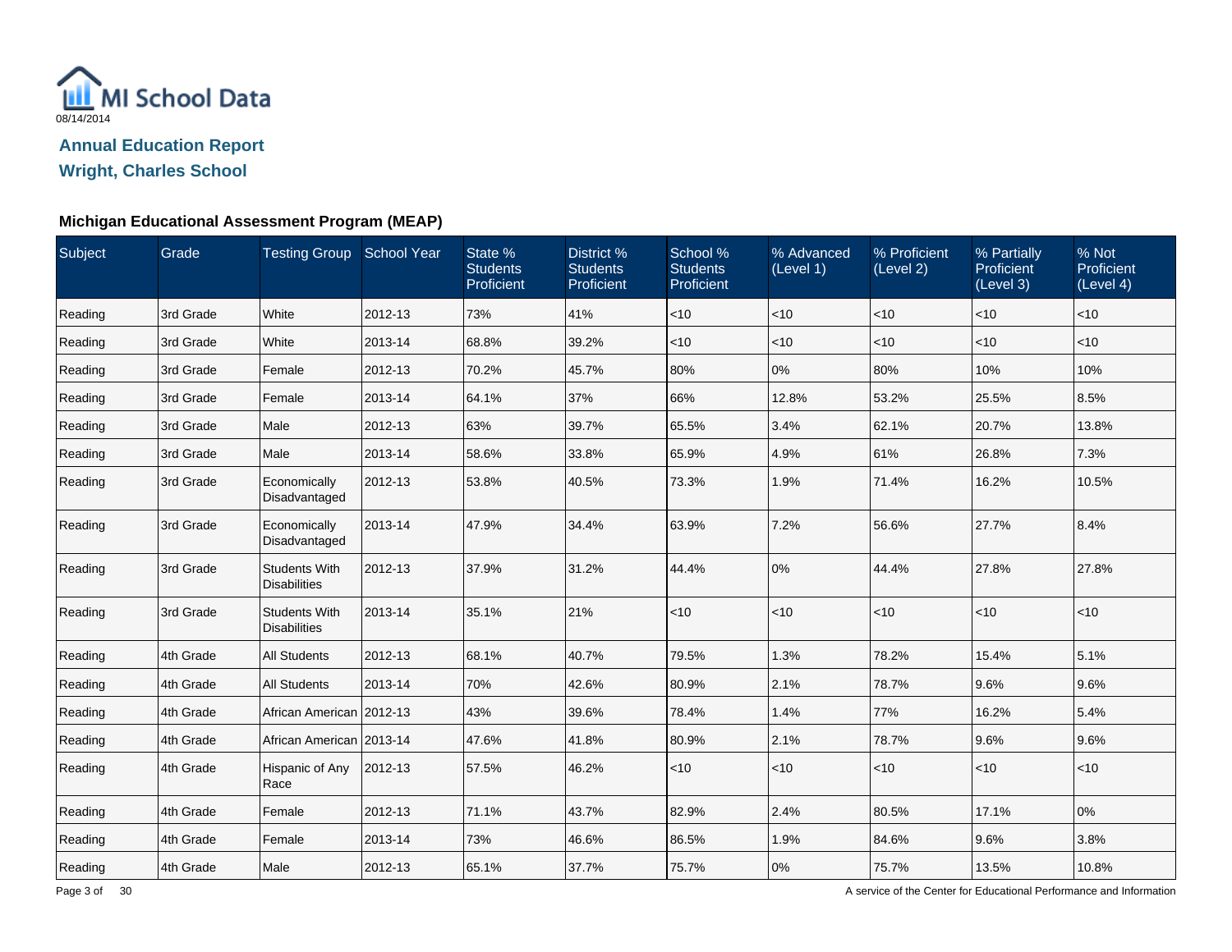MI School Data

08/14/2014

## Annual Education Report

## Wright, Charles School

### Michigan Educational Assessment Program (MEAP)

| Subject | Grade | Testing Group | School Year | State % Students Proficient | District % Students Proficient | School % Students Proficient | % Advanced (Level 1) | % Proficient (Level 2) | % Partially Proficient (Level 3) | % Not Proficient (Level 4) |
|---|---|---|---|---|---|---|---|---|---|---|
| Reading | 3rd Grade | White | 2012-13 | 73% | 41% | <10 | <10 | <10 | <10 | <10 |
| Reading | 3rd Grade | White | 2013-14 | 68.8% | 39.2% | <10 | <10 | <10 | <10 | <10 |
| Reading | 3rd Grade | Female | 2012-13 | 70.2% | 45.7% | 80% | 0% | 80% | 10% | 10% |
| Reading | 3rd Grade | Female | 2013-14 | 64.1% | 37% | 66% | 12.8% | 53.2% | 25.5% | 8.5% |
| Reading | 3rd Grade | Male | 2012-13 | 63% | 39.7% | 65.5% | 3.4% | 62.1% | 20.7% | 13.8% |
| Reading | 3rd Grade | Male | 2013-14 | 58.6% | 33.8% | 65.9% | 4.9% | 61% | 26.8% | 7.3% |
| Reading | 3rd Grade | Economically Disadvantaged | 2012-13 | 53.8% | 40.5% | 73.3% | 1.9% | 71.4% | 16.2% | 10.5% |
| Reading | 3rd Grade | Economically Disadvantaged | 2013-14 | 47.9% | 34.4% | 63.9% | 7.2% | 56.6% | 27.7% | 8.4% |
| Reading | 3rd Grade | Students With Disabilities | 2012-13 | 37.9% | 31.2% | 44.4% | 0% | 44.4% | 27.8% | 27.8% |
| Reading | 3rd Grade | Students With Disabilities | 2013-14 | 35.1% | 21% | <10 | <10 | <10 | <10 | <10 |
| Reading | 4th Grade | All Students | 2012-13 | 68.1% | 40.7% | 79.5% | 1.3% | 78.2% | 15.4% | 5.1% |
| Reading | 4th Grade | All Students | 2013-14 | 70% | 42.6% | 80.9% | 2.1% | 78.7% | 9.6% | 9.6% |
| Reading | 4th Grade | African American | 2012-13 | 43% | 39.6% | 78.4% | 1.4% | 77% | 16.2% | 5.4% |
| Reading | 4th Grade | African American | 2013-14 | 47.6% | 41.8% | 80.9% | 2.1% | 78.7% | 9.6% | 9.6% |
| Reading | 4th Grade | Hispanic of Any Race | 2012-13 | 57.5% | 46.2% | <10 | <10 | <10 | <10 | <10 |
| Reading | 4th Grade | Female | 2012-13 | 71.1% | 43.7% | 82.9% | 2.4% | 80.5% | 17.1% | 0% |
| Reading | 4th Grade | Female | 2013-14 | 73% | 46.6% | 86.5% | 1.9% | 84.6% | 9.6% | 3.8% |
| Reading | 4th Grade | Male | 2012-13 | 65.1% | 37.7% | 75.7% | 0% | 75.7% | 13.5% | 10.8% |

A service of the Center for Educational Performance and Information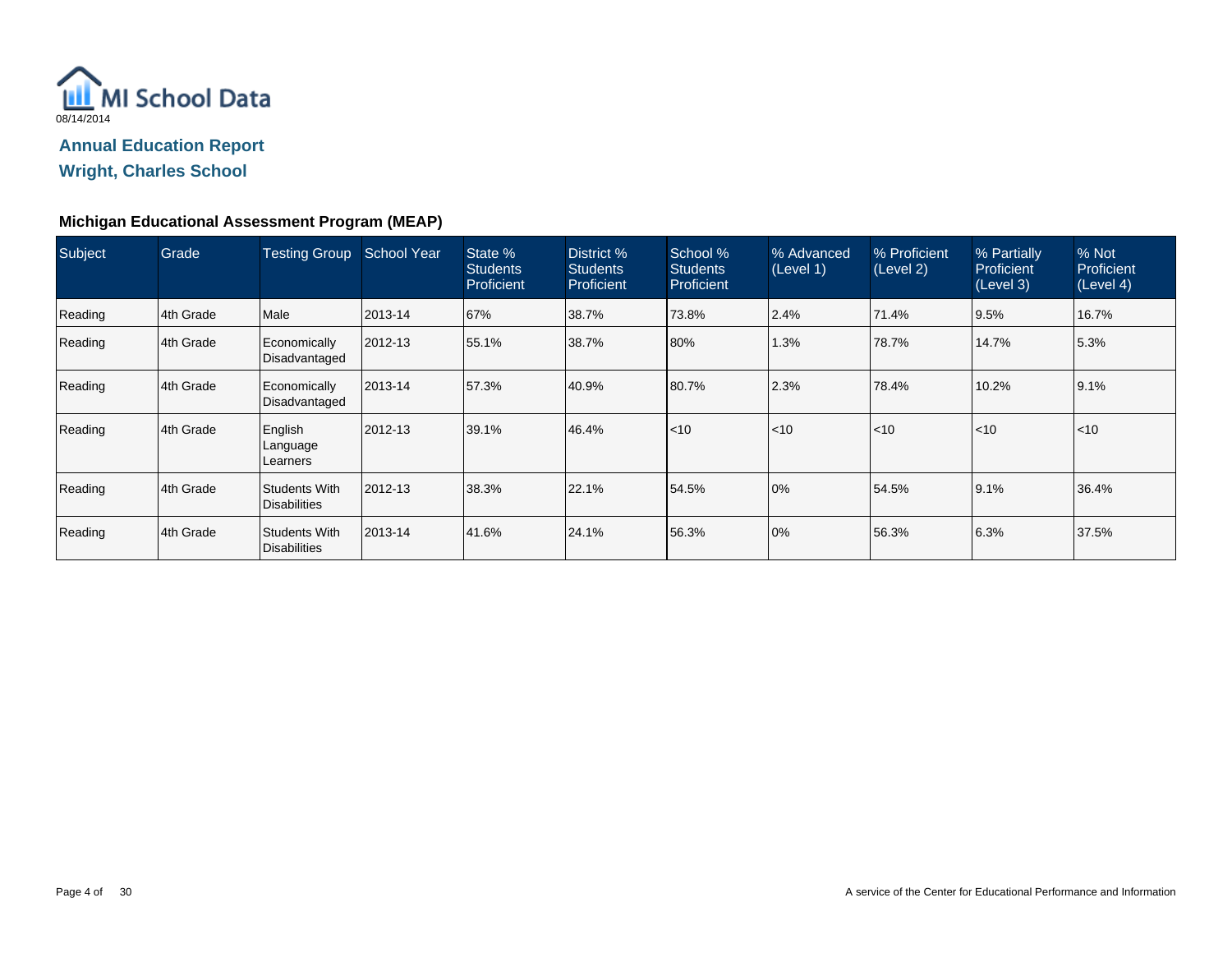MI School Data

08/14/2014

## Annual Education Report

## Wright, Charles School

### Michigan Educational Assessment Program (MEAP)

| Subject | Grade | Testing Group | School Year | State % Students Proficient | District % Students Proficient | School % Students Proficient | % Advanced (Level 1) | % Proficient (Level 2) | % Partially Proficient (Level 3) | % Not Proficient (Level 4) |
|---|---|---|---|---|---|---|---|---|---|---|
| Reading | 4th Grade | Male | 2013-14 | 67% | 38.7% | 73.8% | 2.4% | 71.4% | 9.5% | 16.7% |
| Reading | 4th Grade | Economically Disadvantaged | 2012-13 | 55.1% | 38.7% | 80% | 1.3% | 78.7% | 14.7% | 5.3% |
| Reading | 4th Grade | Economically Disadvantaged | 2013-14 | 57.3% | 40.9% | 80.7% | 2.3% | 78.4% | 10.2% | 9.1% |
| Reading | 4th Grade | English Language Learners | 2012-13 | 39.1% | 46.4% | <10 | <10 | <10 | <10 | <10 |
| Reading | 4th Grade | Students With Disabilities | 2012-13 | 38.3% | 22.1% | 54.5% | 0% | 54.5% | 9.1% | 36.4% |
| Reading | 4th Grade | Students With Disabilities | 2013-14 | 41.6% | 24.1% | 56.3% | 0% | 56.3% | 6.3% | 37.5% |

A service of the Center for Educational Performance and Information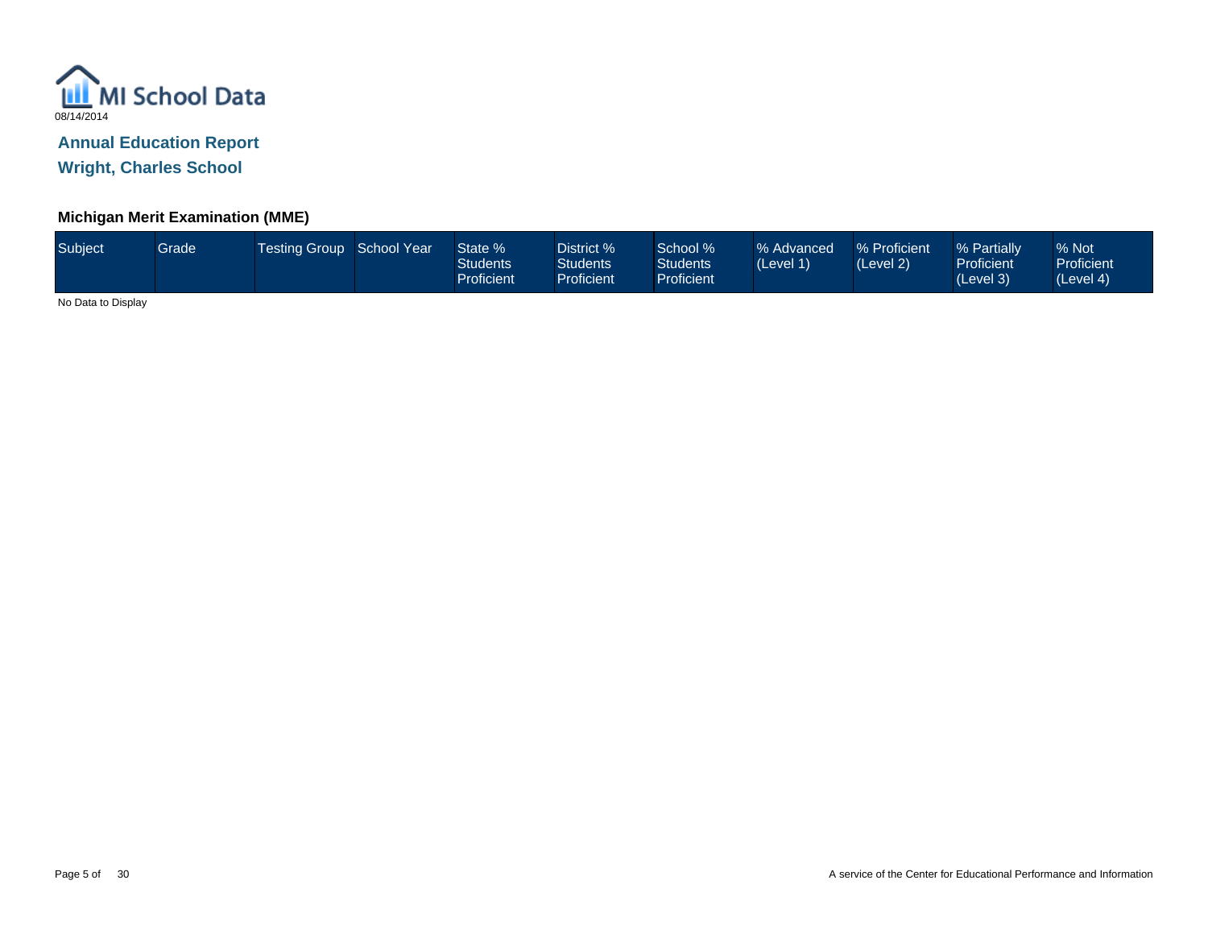MI School Data
08/14/2014

## Annual Education Report
## Wright, Charles School

### Michigan Merit Examination (MME)

| Subject | Grade | Testing Group | School Year | State % Students Proficient | District % Students Proficient | School % Students Proficient | % Advanced (Level 1) | % Proficient (Level 2) | % Partially Proficient (Level 3) | % Not Proficient (Level 4) |
|---|---|---|---|---|---|---|---|---|---|---|

No Data to Display

A service of the Center for Educational Performance and Information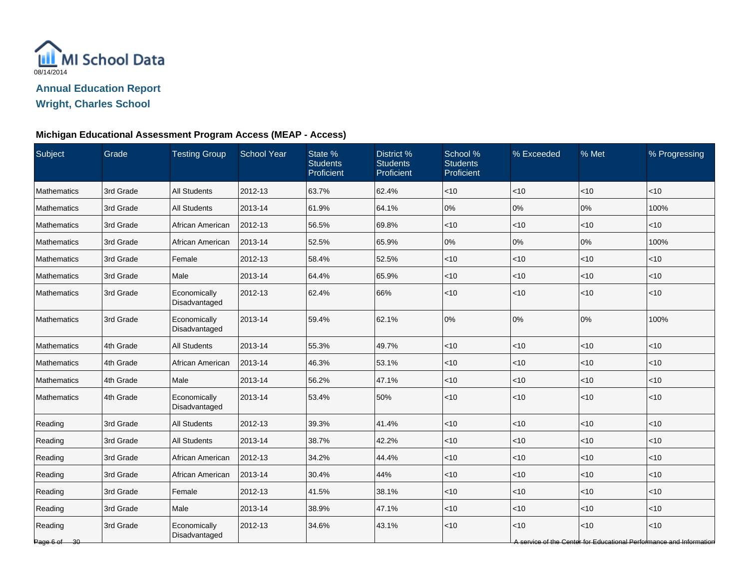MI School Data

08/14/2014

## Annual Education Report

## Wright, Charles School

### Michigan Educational Assessment Program Access (MEAP - Access)

| Subject | Grade | Testing Group | School Year | State % Students Proficient | District % Students Proficient | School % Students Proficient | % Exceeded | % Met | % Progressing |
|---|---|---|---|---|---|---|---|---|---|
| Mathematics | 3rd Grade | All Students | 2012-13 | 63.7% | 62.4% | <10 | <10 | <10 | <10 |
| Mathematics | 3rd Grade | All Students | 2013-14 | 61.9% | 64.1% | 0% | 0% | 0% | 100% |
| Mathematics | 3rd Grade | African American | 2012-13 | 56.5% | 69.8% | <10 | <10 | <10 | <10 |
| Mathematics | 3rd Grade | African American | 2013-14 | 52.5% | 65.9% | 0% | 0% | 0% | 100% |
| Mathematics | 3rd Grade | Female | 2012-13 | 58.4% | 52.5% | <10 | <10 | <10 | <10 |
| Mathematics | 3rd Grade | Male | 2013-14 | 64.4% | 65.9% | <10 | <10 | <10 | <10 |
| Mathematics | 3rd Grade | Economically Disadvantaged | 2012-13 | 62.4% | 66% | <10 | <10 | <10 | <10 |
| Mathematics | 3rd Grade | Economically Disadvantaged | 2013-14 | 59.4% | 62.1% | 0% | 0% | 0% | 100% |
| Mathematics | 4th Grade | All Students | 2013-14 | 55.3% | 49.7% | <10 | <10 | <10 | <10 |
| Mathematics | 4th Grade | African American | 2013-14 | 46.3% | 53.1% | <10 | <10 | <10 | <10 |
| Mathematics | 4th Grade | Male | 2013-14 | 56.2% | 47.1% | <10 | <10 | <10 | <10 |
| Mathematics | 4th Grade | Economically Disadvantaged | 2013-14 | 53.4% | 50% | <10 | <10 | <10 | <10 |
| Reading | 3rd Grade | All Students | 2012-13 | 39.3% | 41.4% | <10 | <10 | <10 | <10 |
| Reading | 3rd Grade | All Students | 2013-14 | 38.7% | 42.2% | <10 | <10 | <10 | <10 |
| Reading | 3rd Grade | African American | 2012-13 | 34.2% | 44.4% | <10 | <10 | <10 | <10 |
| Reading | 3rd Grade | African American | 2013-14 | 30.4% | 44% | <10 | <10 | <10 | <10 |
| Reading | 3rd Grade | Female | 2012-13 | 41.5% | 38.1% | <10 | <10 | <10 | <10 |
| Reading | 3rd Grade | Male | 2013-14 | 38.9% | 47.1% | <10 | <10 | <10 | <10 |
| Reading | 3rd Grade | Economically Disadvantaged | 2012-13 | 34.6% | 43.1% | <10 | <10 | <10 | <10 |

A service of the Center for Educational Performance and Information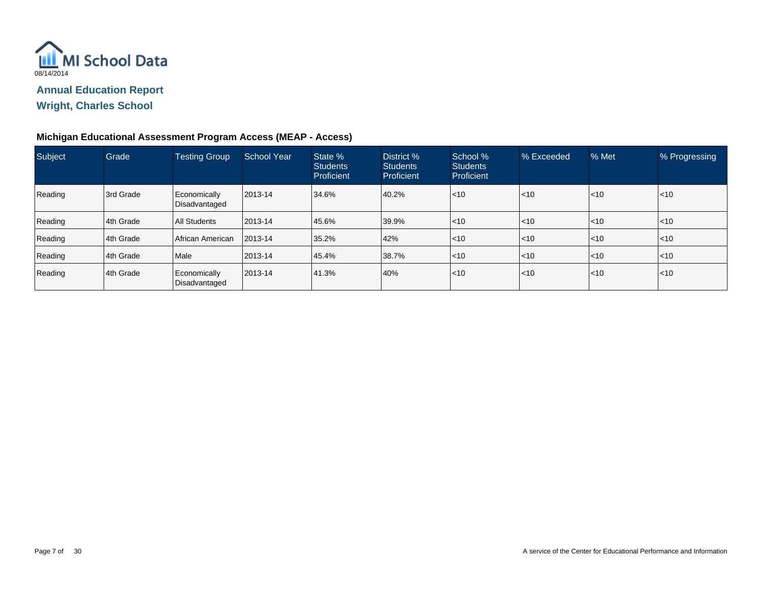MI School Data

08/14/2014

## Annual Education Report

## Wright, Charles School

### Michigan Educational Assessment Program Access (MEAP - Access)

| Subject | Grade | Testing Group | School Year | State % Students Proficient | District % Students Proficient | School % Students Proficient | % Exceeded | % Met | % Progressing |
|---|---|---|---|---|---|---|---|---|---|
| Reading | 3rd Grade | Economically Disadvantaged | 2013-14 | 34.6% | 40.2% | <10 | <10 | <10 | <10 |
| Reading | 4th Grade | All Students | 2013-14 | 45.6% | 39.9% | <10 | <10 | <10 | <10 |
| Reading | 4th Grade | African American | 2013-14 | 35.2% | 42% | <10 | <10 | <10 | <10 |
| Reading | 4th Grade | Male | 2013-14 | 45.4% | 38.7% | <10 | <10 | <10 | <10 |
| Reading | 4th Grade | Economically Disadvantaged | 2013-14 | 41.3% | 40% | <10 | <10 | <10 | <10 |

A service of the Center for Educational Performance and Information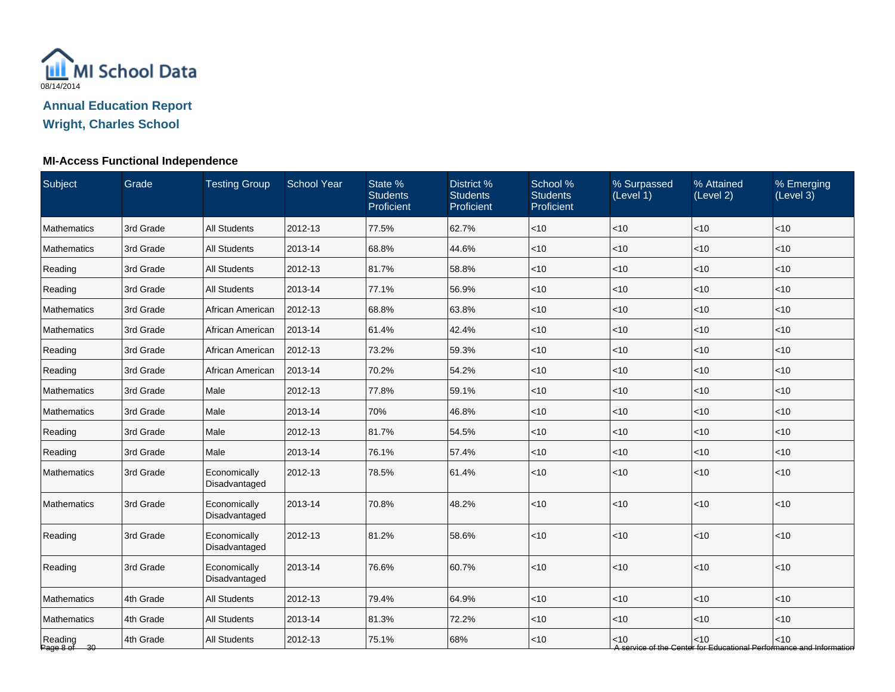MI School Data

08/14/2014

## Annual Education Report
## Wright, Charles School

### MI-Access Functional Independence

| Subject | Grade | Testing Group | School Year | State % Students Proficient | District % Students Proficient | School % Students Proficient | % Surpassed (Level 1) | % Attained (Level 2) | % Emerging (Level 3) |
|---|---|---|---|---|---|---|---|---|---|
| Mathematics | 3rd Grade | All Students | 2012-13 | 77.5% | 62.7% | <10 | <10 | <10 | <10 |
| Mathematics | 3rd Grade | All Students | 2013-14 | 68.8% | 44.6% | <10 | <10 | <10 | <10 |
| Reading | 3rd Grade | All Students | 2012-13 | 81.7% | 58.8% | <10 | <10 | <10 | <10 |
| Reading | 3rd Grade | All Students | 2013-14 | 77.1% | 56.9% | <10 | <10 | <10 | <10 |
| Mathematics | 3rd Grade | African American | 2012-13 | 68.8% | 63.8% | <10 | <10 | <10 | <10 |
| Mathematics | 3rd Grade | African American | 2013-14 | 61.4% | 42.4% | <10 | <10 | <10 | <10 |
| Reading | 3rd Grade | African American | 2012-13 | 73.2% | 59.3% | <10 | <10 | <10 | <10 |
| Reading | 3rd Grade | African American | 2013-14 | 70.2% | 54.2% | <10 | <10 | <10 | <10 |
| Mathematics | 3rd Grade | Male | 2012-13 | 77.8% | 59.1% | <10 | <10 | <10 | <10 |
| Mathematics | 3rd Grade | Male | 2013-14 | 70% | 46.8% | <10 | <10 | <10 | <10 |
| Reading | 3rd Grade | Male | 2012-13 | 81.7% | 54.5% | <10 | <10 | <10 | <10 |
| Reading | 3rd Grade | Male | 2013-14 | 76.1% | 57.4% | <10 | <10 | <10 | <10 |
| Mathematics | 3rd Grade | Economically Disadvantaged | 2012-13 | 78.5% | 61.4% | <10 | <10 | <10 | <10 |
| Mathematics | 3rd Grade | Economically Disadvantaged | 2013-14 | 70.8% | 48.2% | <10 | <10 | <10 | <10 |
| Reading | 3rd Grade | Economically Disadvantaged | 2012-13 | 81.2% | 58.6% | <10 | <10 | <10 | <10 |
| Reading | 3rd Grade | Economically Disadvantaged | 2013-14 | 76.6% | 60.7% | <10 | <10 | <10 | <10 |
| Mathematics | 4th Grade | All Students | 2012-13 | 79.4% | 64.9% | <10 | <10 | <10 | <10 |
| Mathematics | 4th Grade | All Students | 2013-14 | 81.3% | 72.2% | <10 | <10 | <10 | <10 |
| Reading | 4th Grade | All Students | 2012-13 | 75.1% | 68% | <10 | <10 | <10 | <10 |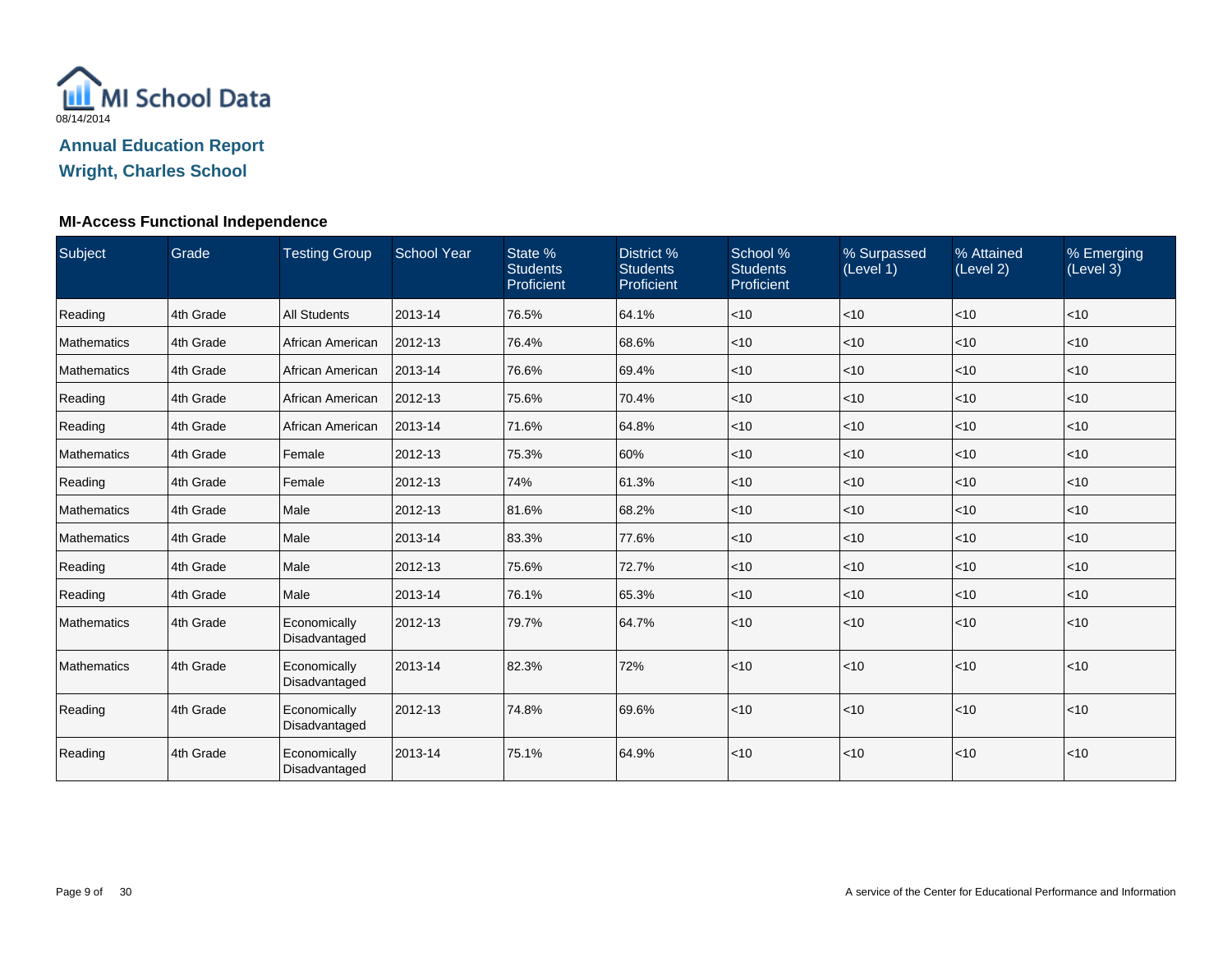MI School Data

08/14/2014

## Annual Education Report

## Wright, Charles School

### MI-Access Functional Independence

| Subject | Grade | Testing Group | School Year | State % Students Proficient | District % Students Proficient | School % Students Proficient | % Surpassed (Level 1) | % Attained (Level 2) | % Emerging (Level 3) |
|---|---|---|---|---|---|---|---|---|---|
| Reading | 4th Grade | All Students | 2013-14 | 76.5% | 64.1% | <10 | <10 | <10 | <10 |
| Mathematics | 4th Grade | African American | 2012-13 | 76.4% | 68.6% | <10 | <10 | <10 | <10 |
| Mathematics | 4th Grade | African American | 2013-14 | 76.6% | 69.4% | <10 | <10 | <10 | <10 |
| Reading | 4th Grade | African American | 2012-13 | 75.6% | 70.4% | <10 | <10 | <10 | <10 |
| Reading | 4th Grade | African American | 2013-14 | 71.6% | 64.8% | <10 | <10 | <10 | <10 |
| Mathematics | 4th Grade | Female | 2012-13 | 75.3% | 60% | <10 | <10 | <10 | <10 |
| Reading | 4th Grade | Female | 2012-13 | 74% | 61.3% | <10 | <10 | <10 | <10 |
| Mathematics | 4th Grade | Male | 2012-13 | 81.6% | 68.2% | <10 | <10 | <10 | <10 |
| Mathematics | 4th Grade | Male | 2013-14 | 83.3% | 77.6% | <10 | <10 | <10 | <10 |
| Reading | 4th Grade | Male | 2012-13 | 75.6% | 72.7% | <10 | <10 | <10 | <10 |
| Reading | 4th Grade | Male | 2013-14 | 76.1% | 65.3% | <10 | <10 | <10 | <10 |
| Mathematics | 4th Grade | Economically Disadvantaged | 2012-13 | 79.7% | 64.7% | <10 | <10 | <10 | <10 |
| Mathematics | 4th Grade | Economically Disadvantaged | 2013-14 | 82.3% | 72% | <10 | <10 | <10 | <10 |
| Reading | 4th Grade | Economically Disadvantaged | 2012-13 | 74.8% | 69.6% | <10 | <10 | <10 | <10 |
| Reading | 4th Grade | Economically Disadvantaged | 2013-14 | 75.1% | 64.9% | <10 | <10 | <10 | <10 |

A service of the Center for Educational Performance and Information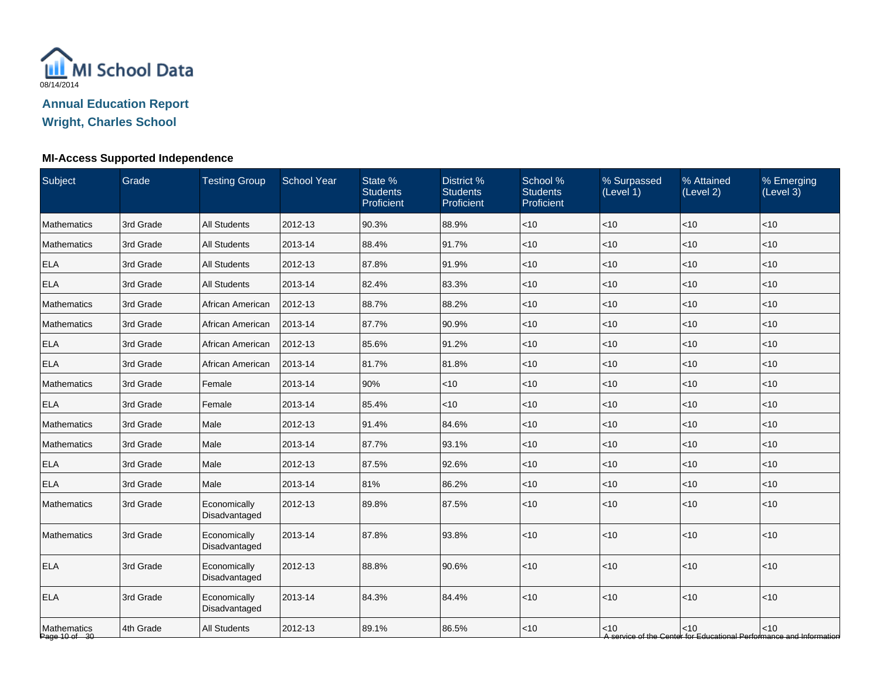MI School Data

08/14/2014

## Annual Education Report

## Wright, Charles School

### MI-Access Supported Independence

| Subject | Grade | Testing Group | School Year | State % Students Proficient | District % Students Proficient | School % Students Proficient | % Surpassed (Level 1) | % Attained (Level 2) | % Emerging (Level 3) |
|---|---|---|---|---|---|---|---|---|---|
| Mathematics | 3rd Grade | All Students | 2012-13 | 90.3% | 88.9% | <10 | <10 | <10 | <10 |
| Mathematics | 3rd Grade | All Students | 2013-14 | 88.4% | 91.7% | <10 | <10 | <10 | <10 |
| ELA | 3rd Grade | All Students | 2012-13 | 87.8% | 91.9% | <10 | <10 | <10 | <10 |
| ELA | 3rd Grade | All Students | 2013-14 | 82.4% | 83.3% | <10 | <10 | <10 | <10 |
| Mathematics | 3rd Grade | African American | 2012-13 | 88.7% | 88.2% | <10 | <10 | <10 | <10 |
| Mathematics | 3rd Grade | African American | 2013-14 | 87.7% | 90.9% | <10 | <10 | <10 | <10 |
| ELA | 3rd Grade | African American | 2012-13 | 85.6% | 91.2% | <10 | <10 | <10 | <10 |
| ELA | 3rd Grade | African American | 2013-14 | 81.7% | 81.8% | <10 | <10 | <10 | <10 |
| Mathematics | 3rd Grade | Female | 2013-14 | 90% | <10 | <10 | <10 | <10 | <10 |
| ELA | 3rd Grade | Female | 2013-14 | 85.4% | <10 | <10 | <10 | <10 | <10 |
| Mathematics | 3rd Grade | Male | 2012-13 | 91.4% | 84.6% | <10 | <10 | <10 | <10 |
| Mathematics | 3rd Grade | Male | 2013-14 | 87.7% | 93.1% | <10 | <10 | <10 | <10 |
| ELA | 3rd Grade | Male | 2012-13 | 87.5% | 92.6% | <10 | <10 | <10 | <10 |
| ELA | 3rd Grade | Male | 2013-14 | 81% | 86.2% | <10 | <10 | <10 | <10 |
| Mathematics | 3rd Grade | Economically Disadvantaged | 2012-13 | 89.8% | 87.5% | <10 | <10 | <10 | <10 |
| Mathematics | 3rd Grade | Economically Disadvantaged | 2013-14 | 87.8% | 93.8% | <10 | <10 | <10 | <10 |
| ELA | 3rd Grade | Economically Disadvantaged | 2012-13 | 88.8% | 90.6% | <10 | <10 | <10 | <10 |
| ELA | 3rd Grade | Economically Disadvantaged | 2013-14 | 84.3% | 84.4% | <10 | <10 | <10 | <10 |
| Mathematics | 4th Grade | All Students | 2012-13 | 89.1% | 86.5% | <10 | <10 | <10 | <10 |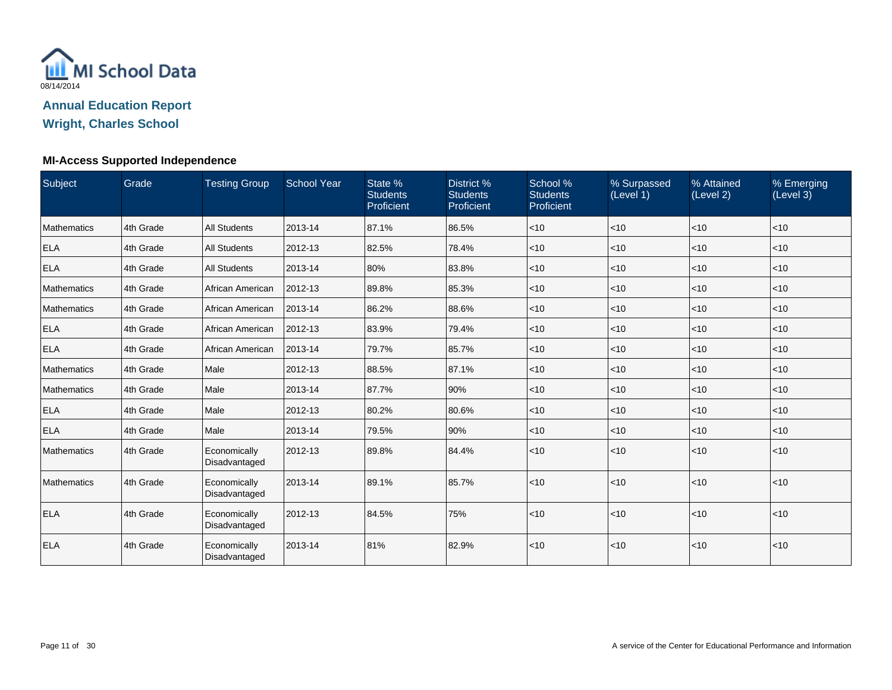MI School Data

08/14/2014

## Annual Education Report

## Wright, Charles School

### MI-Access Supported Independence

| Subject | Grade | Testing Group | School Year | State % Students Proficient | District % Students Proficient | School % Students Proficient | % Surpassed (Level 1) | % Attained (Level 2) | % Emerging (Level 3) |
|---|---|---|---|---|---|---|---|---|---|
| Mathematics | 4th Grade | All Students | 2013-14 | 87.1% | 86.5% | <10 | <10 | <10 | <10 |
| ELA | 4th Grade | All Students | 2012-13 | 82.5% | 78.4% | <10 | <10 | <10 | <10 |
| ELA | 4th Grade | All Students | 2013-14 | 80% | 83.8% | <10 | <10 | <10 | <10 |
| Mathematics | 4th Grade | African American | 2012-13 | 89.8% | 85.3% | <10 | <10 | <10 | <10 |
| Mathematics | 4th Grade | African American | 2013-14 | 86.2% | 88.6% | <10 | <10 | <10 | <10 |
| ELA | 4th Grade | African American | 2012-13 | 83.9% | 79.4% | <10 | <10 | <10 | <10 |
| ELA | 4th Grade | African American | 2013-14 | 79.7% | 85.7% | <10 | <10 | <10 | <10 |
| Mathematics | 4th Grade | Male | 2012-13 | 88.5% | 87.1% | <10 | <10 | <10 | <10 |
| Mathematics | 4th Grade | Male | 2013-14 | 87.7% | 90% | <10 | <10 | <10 | <10 |
| ELA | 4th Grade | Male | 2012-13 | 80.2% | 80.6% | <10 | <10 | <10 | <10 |
| ELA | 4th Grade | Male | 2013-14 | 79.5% | 90% | <10 | <10 | <10 | <10 |
| Mathematics | 4th Grade | Economically Disadvantaged | 2012-13 | 89.8% | 84.4% | <10 | <10 | <10 | <10 |
| Mathematics | 4th Grade | Economically Disadvantaged | 2013-14 | 89.1% | 85.7% | <10 | <10 | <10 | <10 |
| ELA | 4th Grade | Economically Disadvantaged | 2012-13 | 84.5% | 75% | <10 | <10 | <10 | <10 |
| ELA | 4th Grade | Economically Disadvantaged | 2013-14 | 81% | 82.9% | <10 | <10 | <10 | <10 |

A service of the Center for Educational Performance and Information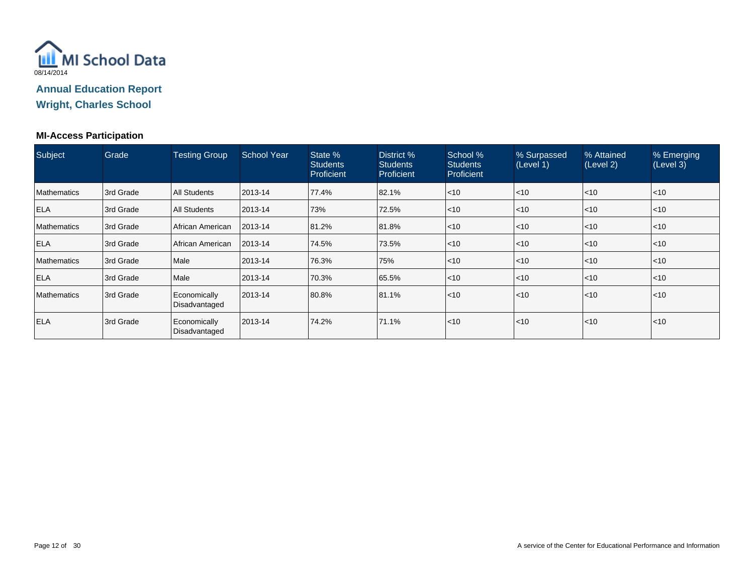MI School Data

08/14/2014

## Annual Education Report

## Wright, Charles School

### MI-Access Participation

| Subject | Grade | Testing Group | School Year | State % Students Proficient | District % Students Proficient | School % Students Proficient | % Surpassed (Level 1) | % Attained (Level 2) | % Emerging (Level 3) |
|---|---|---|---|---|---|---|---|---|---|
| Mathematics | 3rd Grade | All Students | 2013-14 | 77.4% | 82.1% | <10 | <10 | <10 | <10 |
| ELA | 3rd Grade | All Students | 2013-14 | 73% | 72.5% | <10 | <10 | <10 | <10 |
| Mathematics | 3rd Grade | African American | 2013-14 | 81.2% | 81.8% | <10 | <10 | <10 | <10 |
| ELA | 3rd Grade | African American | 2013-14 | 74.5% | 73.5% | <10 | <10 | <10 | <10 |
| Mathematics | 3rd Grade | Male | 2013-14 | 76.3% | 75% | <10 | <10 | <10 | <10 |
| ELA | 3rd Grade | Male | 2013-14 | 70.3% | 65.5% | <10 | <10 | <10 | <10 |
| Mathematics | 3rd Grade | Economically Disadvantaged | 2013-14 | 80.8% | 81.1% | <10 | <10 | <10 | <10 |
| ELA | 3rd Grade | Economically Disadvantaged | 2013-14 | 74.2% | 71.1% | <10 | <10 | <10 | <10 |

A service of the Center for Educational Performance and Information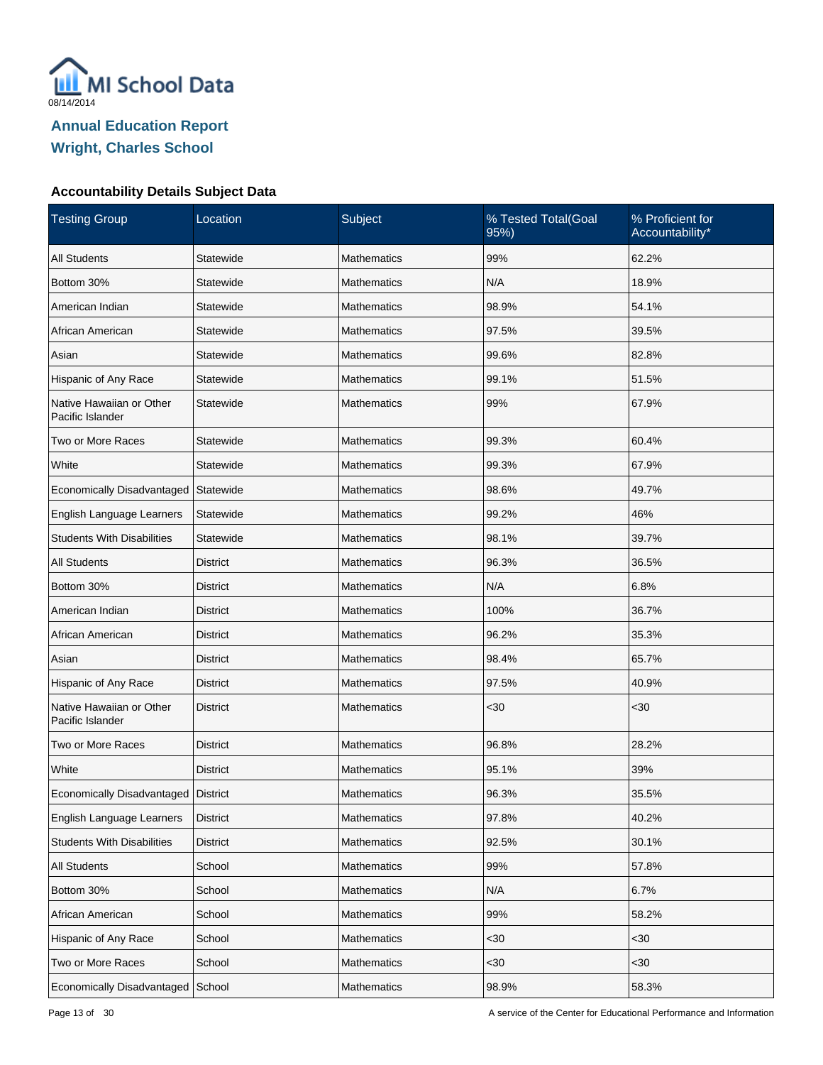MI School Data

08/14/2014

## Annual Education Report
## Wright, Charles School

### Accountability Details Subject Data

| Testing Group | Location | Subject | % Tested Total(Goal 95%) | % Proficient for Accountability* |
|---|---|---|---|---|
| All Students | Statewide | Mathematics | 99% | 62.2% |
| Bottom 30% | Statewide | Mathematics | N/A | 18.9% |
| American Indian | Statewide | Mathematics | 98.9% | 54.1% |
| African American | Statewide | Mathematics | 97.5% | 39.5% |
| Asian | Statewide | Mathematics | 99.6% | 82.8% |
| Hispanic of Any Race | Statewide | Mathematics | 99.1% | 51.5% |
| Native Hawaiian or Other Pacific Islander | Statewide | Mathematics | 99% | 67.9% |
| Two or More Races | Statewide | Mathematics | 99.3% | 60.4% |
| White | Statewide | Mathematics | 99.3% | 67.9% |
| Economically Disadvantaged | Statewide | Mathematics | 98.6% | 49.7% |
| English Language Learners | Statewide | Mathematics | 99.2% | 46% |
| Students With Disabilities | Statewide | Mathematics | 98.1% | 39.7% |
| All Students | District | Mathematics | 96.3% | 36.5% |
| Bottom 30% | District | Mathematics | N/A | 6.8% |
| American Indian | District | Mathematics | 100% | 36.7% |
| African American | District | Mathematics | 96.2% | 35.3% |
| Asian | District | Mathematics | 98.4% | 65.7% |
| Hispanic of Any Race | District | Mathematics | 97.5% | 40.9% |
| Native Hawaiian or Other Pacific Islander | District | Mathematics | <30 | <30 |
| Two or More Races | District | Mathematics | 96.8% | 28.2% |
| White | District | Mathematics | 95.1% | 39% |
| Economically Disadvantaged | District | Mathematics | 96.3% | 35.5% |
| English Language Learners | District | Mathematics | 97.8% | 40.2% |
| Students With Disabilities | District | Mathematics | 92.5% | 30.1% |
| All Students | School | Mathematics | 99% | 57.8% |
| Bottom 30% | School | Mathematics | N/A | 6.7% |
| African American | School | Mathematics | 99% | 58.2% |
| Hispanic of Any Race | School | Mathematics | <30 | <30 |
| Two or More Races | School | Mathematics | <30 | <30 |
| Economically Disadvantaged | School | Mathematics | 98.9% | 58.3% |

A service of the Center for Educational Performance and Information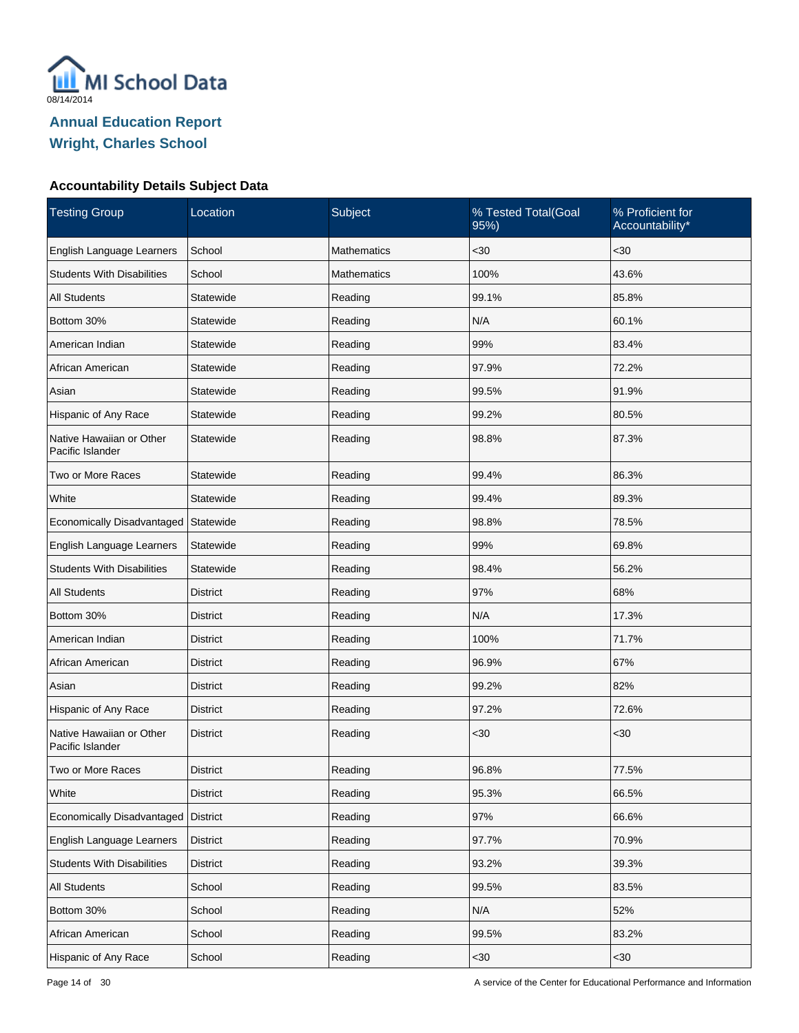MI School Data

08/14/2014

## Annual Education Report
## Wright, Charles School

### Accountability Details Subject Data

| Testing Group | Location | Subject | % Tested Total(Goal 95%) | % Proficient for Accountability* |
|---|---|---|---|---|
| English Language Learners | School | Mathematics | <30 | <30 |
| Students With Disabilities | School | Mathematics | 100% | 43.6% |
| All Students | Statewide | Reading | 99.1% | 85.8% |
| Bottom 30% | Statewide | Reading | N/A | 60.1% |
| American Indian | Statewide | Reading | 99% | 83.4% |
| African American | Statewide | Reading | 97.9% | 72.2% |
| Asian | Statewide | Reading | 99.5% | 91.9% |
| Hispanic of Any Race | Statewide | Reading | 99.2% | 80.5% |
| Native Hawaiian or Other Pacific Islander | Statewide | Reading | 98.8% | 87.3% |
| Two or More Races | Statewide | Reading | 99.4% | 86.3% |
| White | Statewide | Reading | 99.4% | 89.3% |
| Economically Disadvantaged | Statewide | Reading | 98.8% | 78.5% |
| English Language Learners | Statewide | Reading | 99% | 69.8% |
| Students With Disabilities | Statewide | Reading | 98.4% | 56.2% |
| All Students | District | Reading | 97% | 68% |
| Bottom 30% | District | Reading | N/A | 17.3% |
| American Indian | District | Reading | 100% | 71.7% |
| African American | District | Reading | 96.9% | 67% |
| Asian | District | Reading | 99.2% | 82% |
| Hispanic of Any Race | District | Reading | 97.2% | 72.6% |
| Native Hawaiian or Other Pacific Islander | District | Reading | <30 | <30 |
| Two or More Races | District | Reading | 96.8% | 77.5% |
| White | District | Reading | 95.3% | 66.5% |
| Economically Disadvantaged | District | Reading | 97% | 66.6% |
| English Language Learners | District | Reading | 97.7% | 70.9% |
| Students With Disabilities | District | Reading | 93.2% | 39.3% |
| All Students | School | Reading | 99.5% | 83.5% |
| Bottom 30% | School | Reading | N/A | 52% |
| African American | School | Reading | 99.5% | 83.2% |
| Hispanic of Any Race | School | Reading | <30 | <30 |

A service of the Center for Educational Performance and Information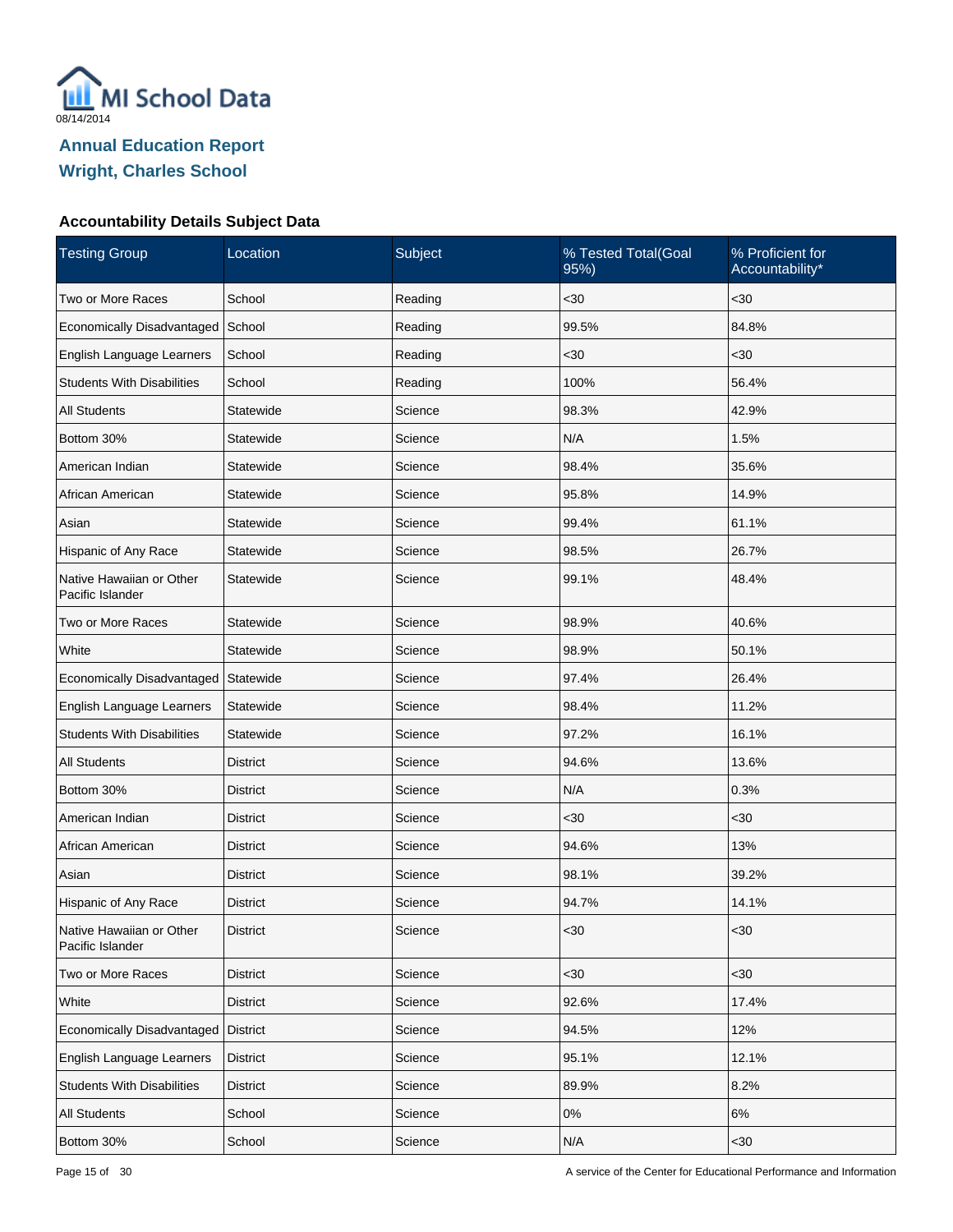# Annual Education Report

## Wright, Charles School

### Accountability Details Subject Data

| Testing Group | Location | Subject | % Tested Total(Goal 95%) | % Proficient for Accountability* |
|---|---|---|---|---|
| Two or More Races | School | Reading | <30 | <30 |
| Economically Disadvantaged | School | Reading | 99.5% | 84.8% |
| English Language Learners | School | Reading | <30 | <30 |
| Students With Disabilities | School | Reading | 100% | 56.4% |
| All Students | Statewide | Science | 98.3% | 42.9% |
| Bottom 30% | Statewide | Science | N/A | 1.5% |
| American Indian | Statewide | Science | 98.4% | 35.6% |
| African American | Statewide | Science | 95.8% | 14.9% |
| Asian | Statewide | Science | 99.4% | 61.1% |
| Hispanic of Any Race | Statewide | Science | 98.5% | 26.7% |
| Native Hawaiian or Other Pacific Islander | Statewide | Science | 99.1% | 48.4% |
| Two or More Races | Statewide | Science | 98.9% | 40.6% |
| White | Statewide | Science | 98.9% | 50.1% |
| Economically Disadvantaged | Statewide | Science | 97.4% | 26.4% |
| English Language Learners | Statewide | Science | 98.4% | 11.2% |
| Students With Disabilities | Statewide | Science | 97.2% | 16.1% |
| All Students | District | Science | 94.6% | 13.6% |
| Bottom 30% | District | Science | N/A | 0.3% |
| American Indian | District | Science | <30 | <30 |
| African American | District | Science | 94.6% | 13% |
| Asian | District | Science | 98.1% | 39.2% |
| Hispanic of Any Race | District | Science | 94.7% | 14.1% |
| Native Hawaiian or Other Pacific Islander | District | Science | <30 | <30 |
| Two or More Races | District | Science | <30 | <30 |
| White | District | Science | 92.6% | 17.4% |
| Economically Disadvantaged | District | Science | 94.5% | 12% |
| English Language Learners | District | Science | 95.1% | 12.1% |
| Students With Disabilities | District | Science | 89.9% | 8.2% |
| All Students | School | Science | 0% | 6% |
| Bottom 30% | School | Science | N/A | <30 |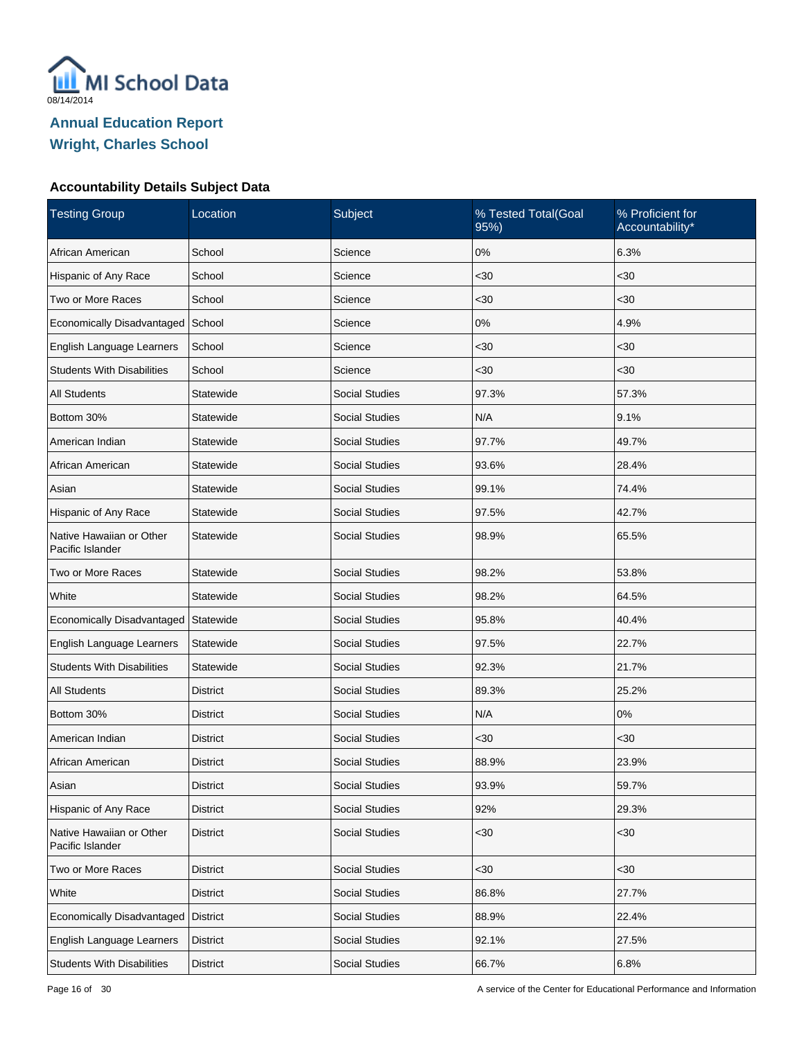MI School Data

08/14/2014

## Annual Education Report
## Wright, Charles School

### Accountability Details Subject Data

| Testing Group | Location | Subject | % Tested Total(Goal 95%) | % Proficient for Accountability* |
|---|---|---|---|---|
| African American | School | Science | 0% | 6.3% |
| Hispanic of Any Race | School | Science | <30 | <30 |
| Two or More Races | School | Science | <30 | <30 |
| Economically Disadvantaged | School | Science | 0% | 4.9% |
| English Language Learners | School | Science | <30 | <30 |
| Students With Disabilities | School | Science | <30 | <30 |
| All Students | Statewide | Social Studies | 97.3% | 57.3% |
| Bottom 30% | Statewide | Social Studies | N/A | 9.1% |
| American Indian | Statewide | Social Studies | 97.7% | 49.7% |
| African American | Statewide | Social Studies | 93.6% | 28.4% |
| Asian | Statewide | Social Studies | 99.1% | 74.4% |
| Hispanic of Any Race | Statewide | Social Studies | 97.5% | 42.7% |
| Native Hawaiian or Other Pacific Islander | Statewide | Social Studies | 98.9% | 65.5% |
| Two or More Races | Statewide | Social Studies | 98.2% | 53.8% |
| White | Statewide | Social Studies | 98.2% | 64.5% |
| Economically Disadvantaged | Statewide | Social Studies | 95.8% | 40.4% |
| English Language Learners | Statewide | Social Studies | 97.5% | 22.7% |
| Students With Disabilities | Statewide | Social Studies | 92.3% | 21.7% |
| All Students | District | Social Studies | 89.3% | 25.2% |
| Bottom 30% | District | Social Studies | N/A | 0% |
| American Indian | District | Social Studies | <30 | <30 |
| African American | District | Social Studies | 88.9% | 23.9% |
| Asian | District | Social Studies | 93.9% | 59.7% |
| Hispanic of Any Race | District | Social Studies | 92% | 29.3% |
| Native Hawaiian or Other Pacific Islander | District | Social Studies | <30 | <30 |
| Two or More Races | District | Social Studies | <30 | <30 |
| White | District | Social Studies | 86.8% | 27.7% |
| Economically Disadvantaged | District | Social Studies | 88.9% | 22.4% |
| English Language Learners | District | Social Studies | 92.1% | 27.5% |
| Students With Disabilities | District | Social Studies | 66.7% | 6.8% |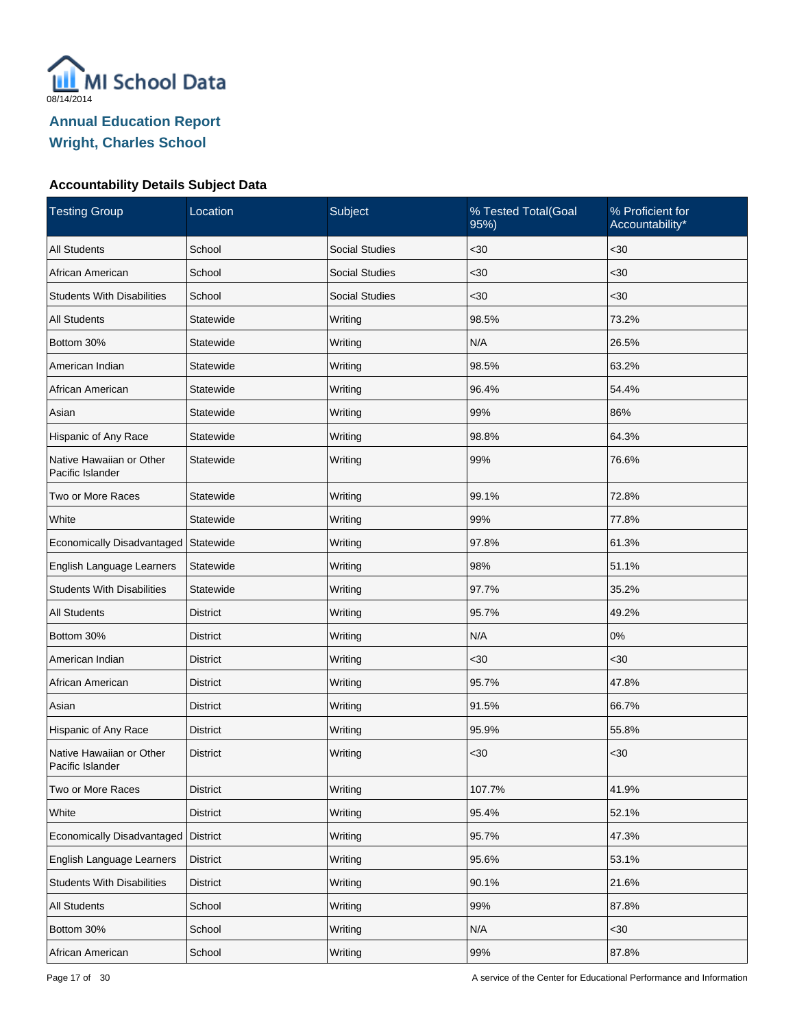MI School Data

08/14/2014

## Annual Education Report
## Wright, Charles School

### Accountability Details Subject Data

| Testing Group | Location | Subject | % Tested Total(Goal 95%) | % Proficient for Accountability* |
|---|---|---|---|---|
| All Students | School | Social Studies | <30 | <30 |
| African American | School | Social Studies | <30 | <30 |
| Students With Disabilities | School | Social Studies | <30 | <30 |
| All Students | Statewide | Writing | 98.5% | 73.2% |
| Bottom 30% | Statewide | Writing | N/A | 26.5% |
| American Indian | Statewide | Writing | 98.5% | 63.2% |
| African American | Statewide | Writing | 96.4% | 54.4% |
| Asian | Statewide | Writing | 99% | 86% |
| Hispanic of Any Race | Statewide | Writing | 98.8% | 64.3% |
| Native Hawaiian or Other Pacific Islander | Statewide | Writing | 99% | 76.6% |
| Two or More Races | Statewide | Writing | 99.1% | 72.8% |
| White | Statewide | Writing | 99% | 77.8% |
| Economically Disadvantaged | Statewide | Writing | 97.8% | 61.3% |
| English Language Learners | Statewide | Writing | 98% | 51.1% |
| Students With Disabilities | Statewide | Writing | 97.7% | 35.2% |
| All Students | District | Writing | 95.7% | 49.2% |
| Bottom 30% | District | Writing | N/A | 0% |
| American Indian | District | Writing | <30 | <30 |
| African American | District | Writing | 95.7% | 47.8% |
| Asian | District | Writing | 91.5% | 66.7% |
| Hispanic of Any Race | District | Writing | 95.9% | 55.8% |
| Native Hawaiian or Other Pacific Islander | District | Writing | <30 | <30 |
| Two or More Races | District | Writing | 107.7% | 41.9% |
| White | District | Writing | 95.4% | 52.1% |
| Economically Disadvantaged | District | Writing | 95.7% | 47.3% |
| English Language Learners | District | Writing | 95.6% | 53.1% |
| Students With Disabilities | District | Writing | 90.1% | 21.6% |
| All Students | School | Writing | 99% | 87.8% |
| Bottom 30% | School | Writing | N/A | <30 |
| African American | School | Writing | 99% | 87.8% |

A service of the Center for Educational Performance and Information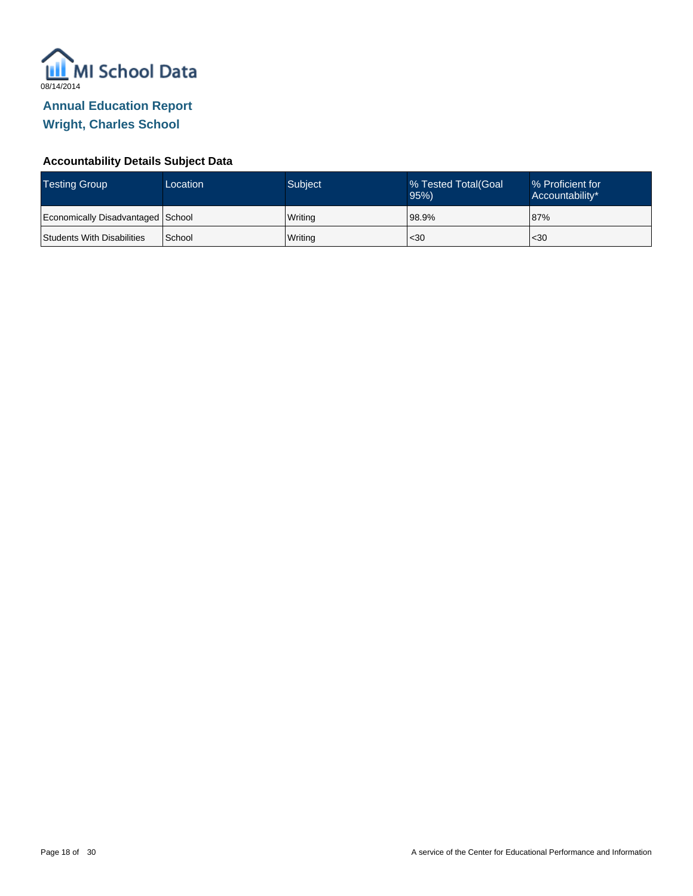08/14/2014

## Annual Education Report
## Wright, Charles School

### Accountability Details Subject Data

| Testing Group | Location | Subject | % Tested Total(Goal 95%) | % Proficient for Accountability* |
|---|---|---|---|---|
| Economically Disadvantaged | School | Writing | 98.9% | 87% |
| Students With Disabilities | School | Writing | <30 | <30 |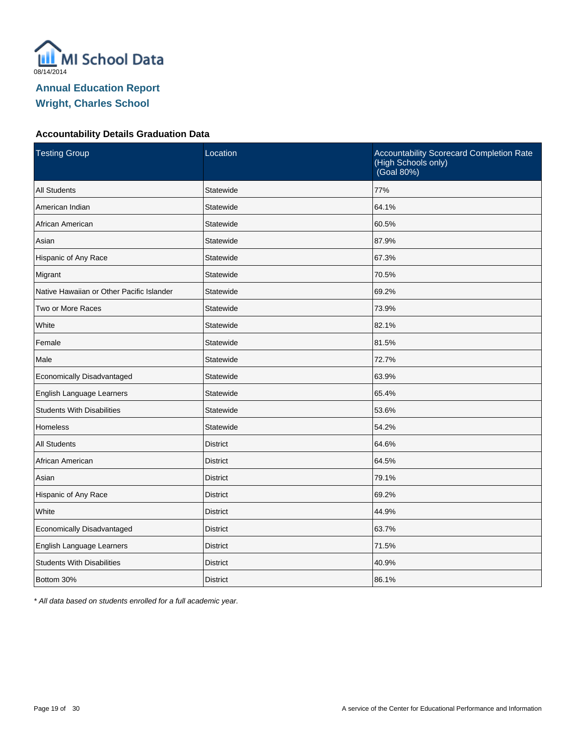MI School Data

08/14/2014

# Annual Education Report
## Wright, Charles School

### Accountability Details Graduation Data

| Testing Group | Location | Accountability Scorecard Completion Rate (High Schools only) (Goal 80%) |
|---|---|---|
| All Students | Statewide | 77% |
| American Indian | Statewide | 64.1% |
| African American | Statewide | 60.5% |
| Asian | Statewide | 87.9% |
| Hispanic of Any Race | Statewide | 67.3% |
| Migrant | Statewide | 70.5% |
| Native Hawaiian or Other Pacific Islander | Statewide | 69.2% |
| Two or More Races | Statewide | 73.9% |
| White | Statewide | 82.1% |
| Female | Statewide | 81.5% |
| Male | Statewide | 72.7% |
| Economically Disadvantaged | Statewide | 63.9% |
| English Language Learners | Statewide | 65.4% |
| Students With Disabilities | Statewide | 53.6% |
| Homeless | Statewide | 54.2% |
| All Students | District | 64.6% |
| African American | District | 64.5% |
| Asian | District | 79.1% |
| Hispanic of Any Race | District | 69.2% |
| White | District | 44.9% |
| Economically Disadvantaged | District | 63.7% |
| English Language Learners | District | 71.5% |
| Students With Disabilities | District | 40.9% |
| Bottom 30% | District | 86.1% |

*\* All data based on students enrolled for a full academic year.*

A service of the Center for Educational Performance and Information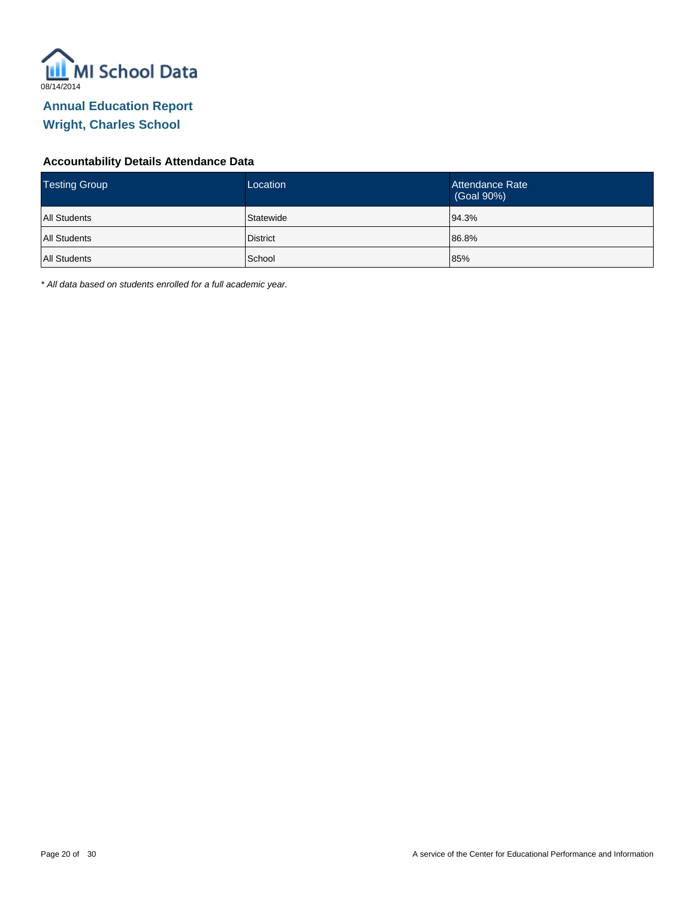MI School Data

08/14/2014

## Annual Education Report

## Wright, Charles School

### Accountability Details Attendance Data

| Testing Group | Location | Attendance Rate (Goal 90%) |
|---|---|---|
| All Students | Statewide | 94.3% |
| All Students | District | 86.8% |
| All Students | School | 85% |

*\* All data based on students enrolled for a full academic year.*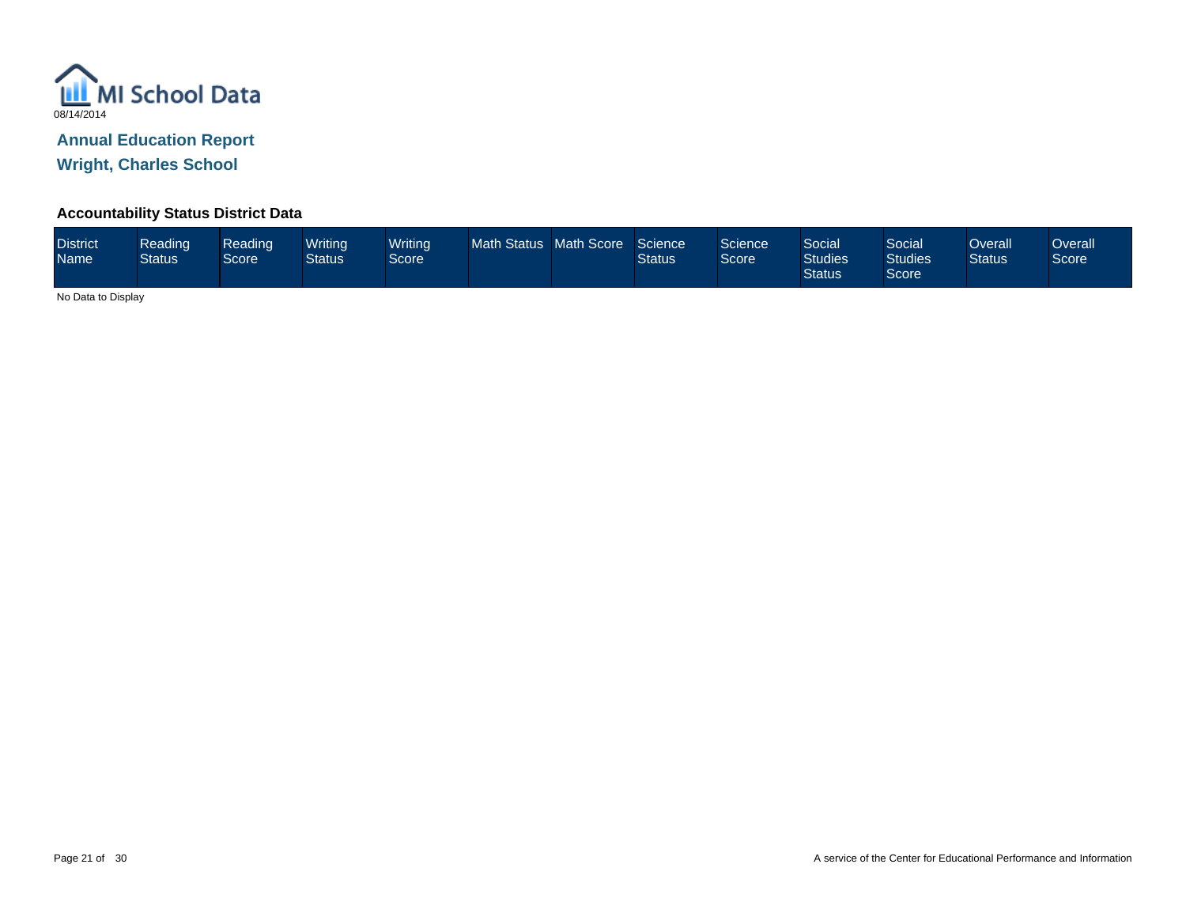MI School Data

08/14/2014

## Annual Education Report

## Wright, Charles School

### Accountability Status District Data

| District Name | Reading Status | Reading Score | Writing Status | Writing Score | Math Status | Math Score | Science Status | Science Score | Social Studies Status | Social Studies Score | Overall Status | Overall Score |
|---|---|---|---|---|---|---|---|---|---|---|---|---|

No Data to Display

A service of the Center for Educational Performance and Information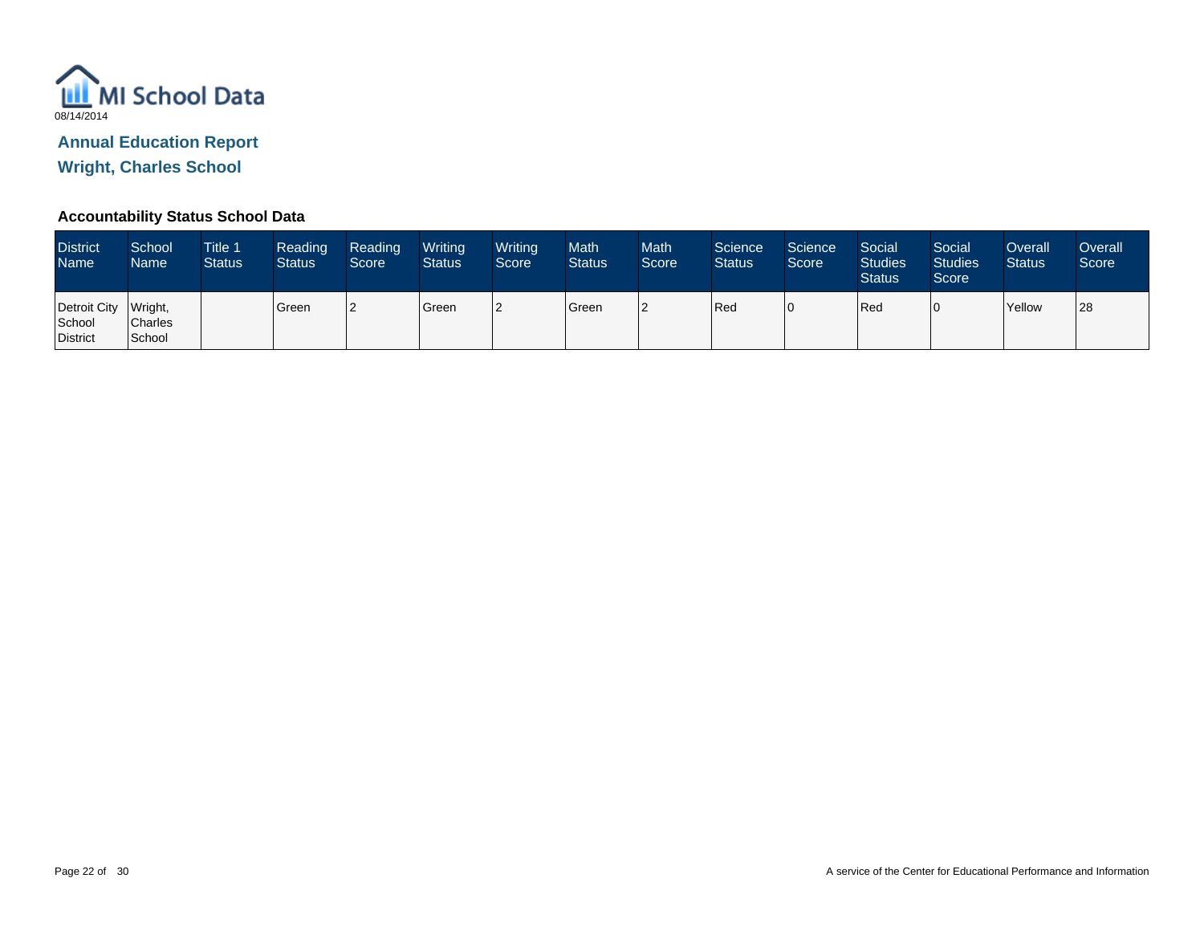MI School Data

08/14/2014

## Annual Education Report

## Wright, Charles School

### Accountability Status School Data

| District Name | School Name | Title 1 Status | Reading Status | Reading Score | Writing Status | Writing Score | Math Status | Math Score | Science Status | Science Score | Social Studies Status | Social Studies Score | Overall Status | Overall Score |
|---|---|---|---|---|---|---|---|---|---|---|---|---|---|---|
| Detroit City School District | Wright, Charles School | | Green | 2 | Green | 2 | Green | 2 | Red | 0 | Red | 0 | Yellow | 28 |

A service of the Center for Educational Performance and Information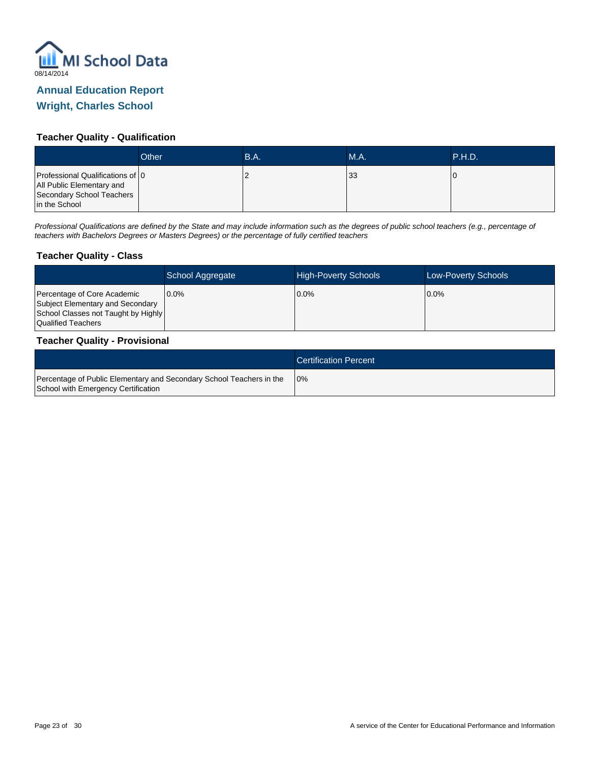MI School Data

08/14/2014

## Annual Education Report
## Wright, Charles School

### Teacher Quality - Qualification

| | Other | B.A. | M.A. | P.H.D. |
|---|---|---|---|---|
| Professional Qualifications of All Public Elementary and Secondary School Teachers in the School | 0 | 2 | 33 | 0 |

*Professional Qualifications are defined by the State and may include information such as the degrees of public school teachers (e.g., percentage of teachers with Bachelors Degrees or Masters Degrees) or the percentage of fully certified teachers*

### Teacher Quality - Class

| | School Aggregate | High-Poverty Schools | Low-Poverty Schools |
|---|---|---|---|
| Percentage of Core Academic Subject Elementary and Secondary School Classes not Taught by Highly Qualified Teachers | 0.0% | 0.0% | 0.0% |

### Teacher Quality - Provisional

| | Certification Percent |
|---|---|
| Percentage of Public Elementary and Secondary School Teachers in the School with Emergency Certification | 0% |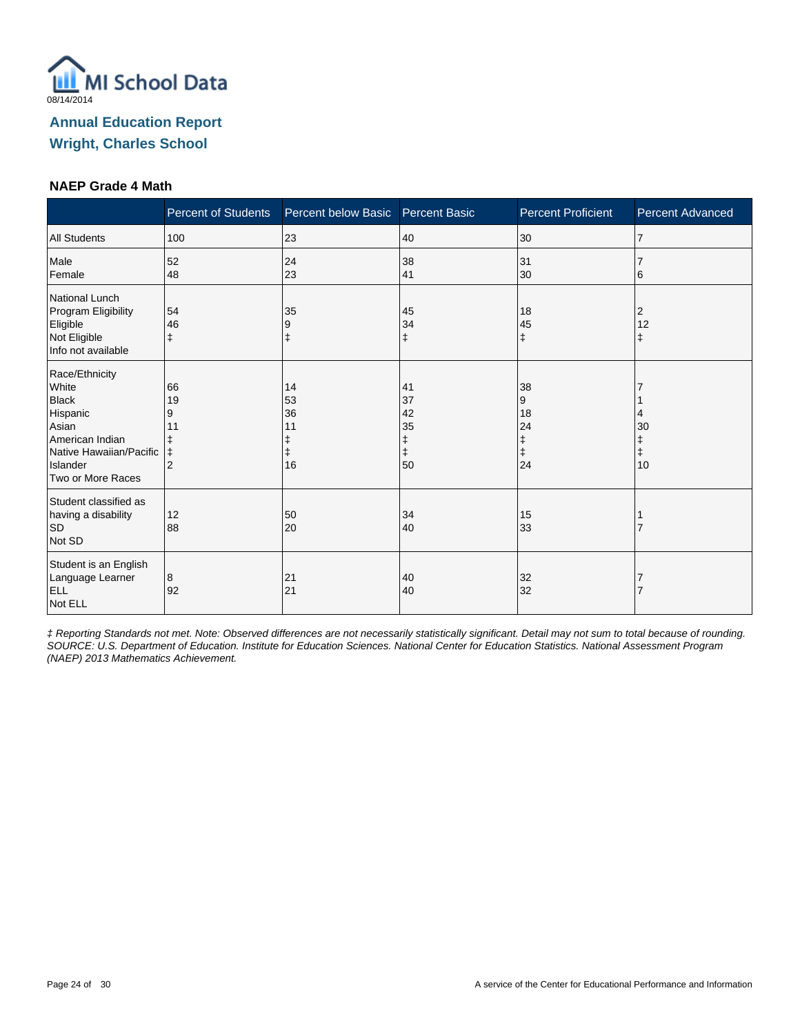# Annual Education Report
## Wright, Charles School

### NAEP Grade 4 Math

| | Percent of Students | Percent below Basic | Percent Basic | Percent Proficient | Percent Advanced |
|---|---|---|---|---|---|
| All Students | 100 | 23 | 40 | 30 | 7 |
| Male | 52 | 24 | 38 | 31 | 7 |
| Female | 48 | 23 | 41 | 30 | 6 |
| **National Lunch Program Eligibility** | | | | | |
| Eligible | 54 | 35 | 45 | 18 | 2 |
| Not Eligible | 46 | 9 | 34 | 45 | 12 |
| Info not available | ‡ | ‡ | ‡ | ‡ | ‡ |
| **Race/Ethnicity** | | | | | |
| White | 66 | 14 | 41 | 38 | 7 |
| Black | 19 | 53 | 37 | 9 | 1 |
| Hispanic | 9 | 36 | 42 | 18 | 4 |
| Asian | 11 | 11 | 35 | 24 | 30 |
| American Indian | ‡ | ‡ | ‡ | ‡ | ‡ |
| Native Hawaiian/Pacific Islander | ‡ | ‡ | ‡ | ‡ | ‡ |
| Two or More Races | 2 | 16 | 50 | 24 | 10 |
| **Student classified as having a disability** | | | | | |
| SD | 12 | 50 | 34 | 15 | 1 |
| Not SD | 88 | 20 | 40 | 33 | 7 |
| **Student is an English Language Learner** | | | | | |
| ELL | 8 | 21 | 40 | 32 | 7 |
| Not ELL | 92 | 21 | 40 | 32 | 7 |

*‡ Reporting Standards not met. Note: Observed differences are not necessarily statistically significant. Detail may not sum to total because of rounding. SOURCE: U.S. Department of Education. Institute for Education Sciences. National Center for Education Statistics. National Assessment Program (NAEP) 2013 Mathematics Achievement.*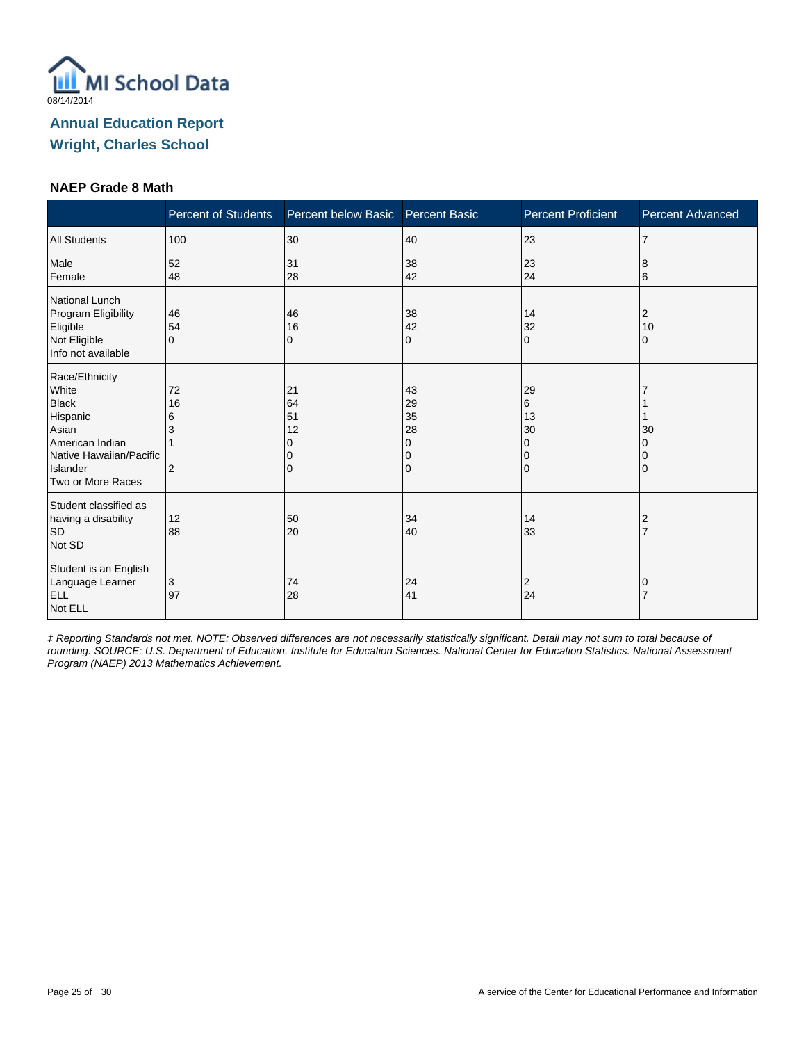# Annual Education Report

## Wright, Charles School

### NAEP Grade 8 Math

| | Percent of Students | Percent below Basic | Percent Basic | Percent Proficient | Percent Advanced |
|---|---|---|---|---|---|
| All Students | 100 | 30 | 40 | 23 | 7 |
| Male | 52 | 31 | 38 | 23 | 8 |
| Female | 48 | 28 | 42 | 24 | 6 |
| **National Lunch Program Eligibility** | | | | | |
| Eligible | 46 | 46 | 38 | 14 | 2 |
| Not Eligible | 54 | 16 | 42 | 32 | 10 |
| Info not available | 0 | 0 | 0 | 0 | 0 |
| **Race/Ethnicity** | | | | | |
| White | 72 | 21 | 43 | 29 | 7 |
| Black | 16 | 64 | 29 | 6 | 1 |
| Hispanic | 6 | 51 | 35 | 13 | 1 |
| Asian | 3 | 12 | 28 | 30 | 30 |
| American Indian | 1 | 0 | 0 | 0 | 0 |
| Native Hawaiian/Pacific Islander | | 0 | 0 | 0 | 0 |
| Two or More Races | 2 | 0 | 0 | 0 | 0 |
| **Student classified as having a disability** | | | | | |
| SD | 12 | 50 | 34 | 14 | 2 |
| Not SD | 88 | 20 | 40 | 33 | 7 |
| **Student is an English Language Learner** | | | | | |
| ELL | 3 | 74 | 24 | 2 | 0 |
| Not ELL | 97 | 28 | 41 | 24 | 7 |

*‡ Reporting Standards not met. NOTE: Observed differences are not necessarily statistically significant. Detail may not sum to total because of rounding. SOURCE: U.S. Department of Education. Institute for Education Sciences. National Center for Education Statistics. National Assessment Program (NAEP) 2013 Mathematics Achievement.*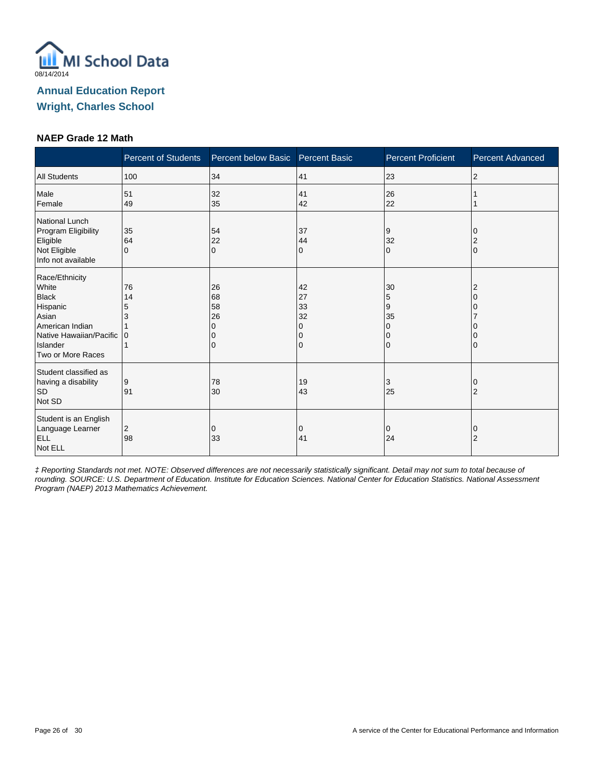MI School Data

08/14/2014

## Annual Education Report

## Wright, Charles School

### NAEP Grade 12 Math

| | Percent of Students | Percent below Basic | Percent Basic | Percent Proficient | Percent Advanced |
|---|---|---|---|---|---|
| All Students | 100 | 34 | 41 | 23 | 2 |
| Male | 51 | 32 | 41 | 26 | 1 |
| Female | 49 | 35 | 42 | 22 | 1 |
| National Lunch Program Eligibility | | | | | |
| Eligible | 35 | 54 | 37 | 9 | 0 |
| Not Eligible | 64 | 22 | 44 | 32 | 2 |
| Info not available | 0 | 0 | 0 | 0 | 0 |
| Race/Ethnicity | | | | | |
| White | 76 | 26 | 42 | 30 | 2 |
| Black | 14 | 68 | 27 | 5 | 0 |
| Hispanic | 5 | 58 | 33 | 9 | 0 |
| Asian | 3 | 26 | 32 | 35 | 7 |
| American Indian | 1 | 0 | 0 | 0 | 0 |
| Native Hawaiian/Pacific Islander | 0 | 0 | 0 | 0 | 0 |
| Two or More Races | 1 | 0 | 0 | 0 | 0 |
| Student classified as having a disability | | | | | |
| SD | 9 | 78 | 19 | 3 | 0 |
| Not SD | 91 | 30 | 43 | 25 | 2 |
| Student is an English Language Learner | | | | | |
| ELL | 2 | 0 | 0 | 0 | 0 |
| Not ELL | 98 | 33 | 41 | 24 | 2 |

*‡ Reporting Standards not met. NOTE: Observed differences are not necessarily statistically significant. Detail may not sum to total because of rounding. SOURCE: U.S. Department of Education. Institute for Education Sciences. National Center for Education Statistics. National Assessment Program (NAEP) 2013 Mathematics Achievement.*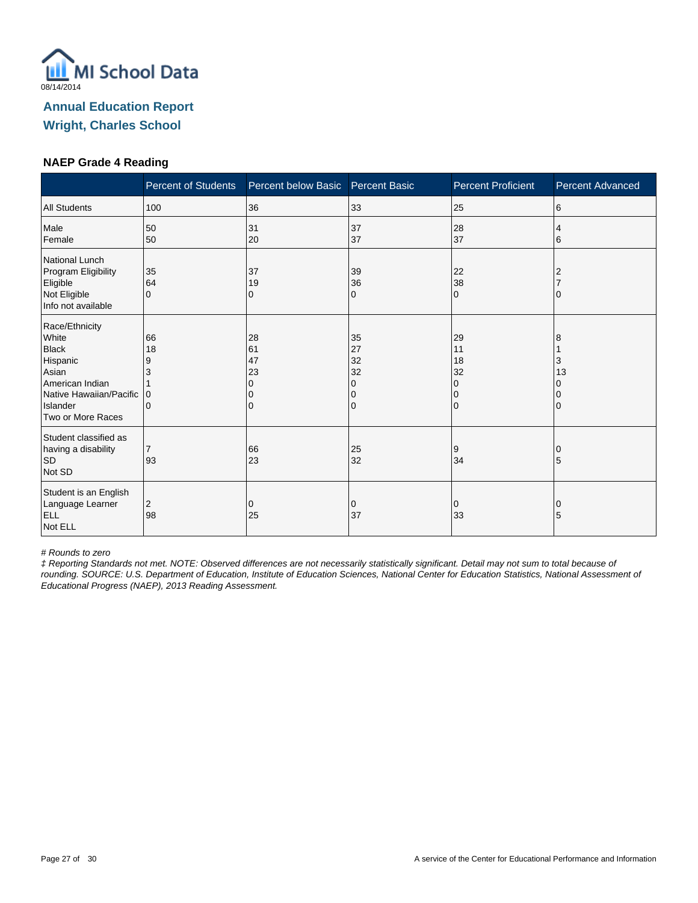MI School Data

08/14/2014

## Annual Education Report

## Wright, Charles School

### NAEP Grade 4 Reading

| | Percent of Students | Percent below Basic | Percent Basic | Percent Proficient | Percent Advanced |
|---|---|---|---|---|---|
| All Students | 100 | 36 | 33 | 25 | 6 |
| Male | 50 | 31 | 37 | 28 | 4 |
| Female | 50 | 20 | 37 | 37 | 6 |
| National Lunch Program Eligibility | | | | | |
| Eligible | 35 | 37 | 39 | 22 | 2 |
| Not Eligible | 64 | 19 | 36 | 38 | 7 |
| Info not available | 0 | 0 | 0 | 0 | 0 |
| Race/Ethnicity | | | | | |
| White | 66 | 28 | 35 | 29 | 8 |
| Black | 18 | 61 | 27 | 11 | 1 |
| Hispanic | 9 | 47 | 32 | 18 | 3 |
| Asian | 3 | 23 | 32 | 32 | 13 |
| American Indian | 1 | 0 | 0 | 0 | 0 |
| Native Hawaiian/Pacific Islander | 0 | 0 | 0 | 0 | 0 |
| Two or More Races | 0 | 0 | 0 | 0 | 0 |
| Student classified as having a disability | | | | | |
| SD | 7 | 66 | 25 | 9 | 0 |
| Not SD | 93 | 23 | 32 | 34 | 5 |
| Student is an English Language Learner | | | | | |
| ELL | 2 | 0 | 0 | 0 | 0 |
| Not ELL | 98 | 25 | 37 | 33 | 5 |

*# Rounds to zero*

*‡ Reporting Standards not met. NOTE: Observed differences are not necessarily statistically significant. Detail may not sum to total because of rounding. SOURCE: U.S. Department of Education, Institute of Education Sciences, National Center for Education Statistics, National Assessment of Educational Progress (NAEP), 2013 Reading Assessment.*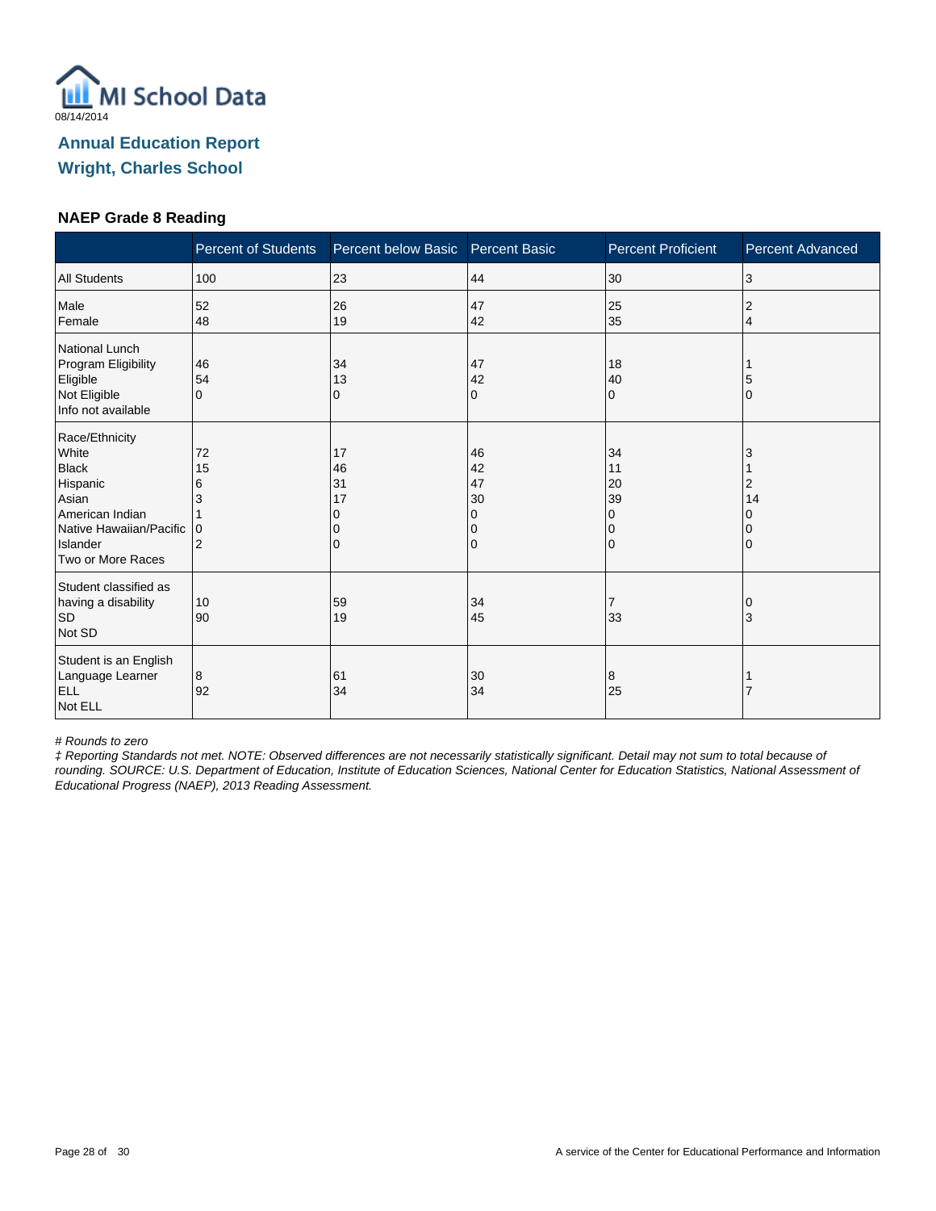MI School Data

08/14/2014

## Annual Education Report

## Wright, Charles School

### NAEP Grade 8 Reading

| | Percent of Students | Percent below Basic | Percent Basic | Percent Proficient | Percent Advanced |
|---|---|---|---|---|---|
| All Students | 100 | 23 | 44 | 30 | 3 |
| Male | 52 | 26 | 47 | 25 | 2 |
| Female | 48 | 19 | 42 | 35 | 4 |
| National Lunch Program Eligibility | | | | | |
| Eligible | 46 | 34 | 47 | 18 | 1 |
| Not Eligible | 54 | 13 | 42 | 40 | 5 |
| Info not available | 0 | 0 | 0 | 0 | 0 |
| Race/Ethnicity | | | | | |
| White | 72 | 17 | 46 | 34 | 3 |
| Black | 15 | 46 | 42 | 11 | 1 |
| Hispanic | 6 | 31 | 47 | 20 | 2 |
| Asian | 3 | 17 | 30 | 39 | 14 |
| American Indian | 1 | 0 | 0 | 0 | 0 |
| Native Hawaiian/Pacific Islander | 0 | 0 | 0 | 0 | 0 |
| Two or More Races | 2 | 0 | 0 | 0 | 0 |
| Student classified as having a disability | | | | | |
| SD | 10 | 59 | 34 | 7 | 0 |
| Not SD | 90 | 19 | 45 | 33 | 3 |
| Student is an English Language Learner | | | | | |
| ELL | 8 | 61 | 30 | 8 | 1 |
| Not ELL | 92 | 34 | 34 | 25 | 7 |

*# Rounds to zero*

*‡ Reporting Standards not met. NOTE: Observed differences are not necessarily statistically significant. Detail may not sum to total because of rounding. SOURCE: U.S. Department of Education, Institute of Education Sciences, National Center for Education Statistics, National Assessment of Educational Progress (NAEP), 2013 Reading Assessment.*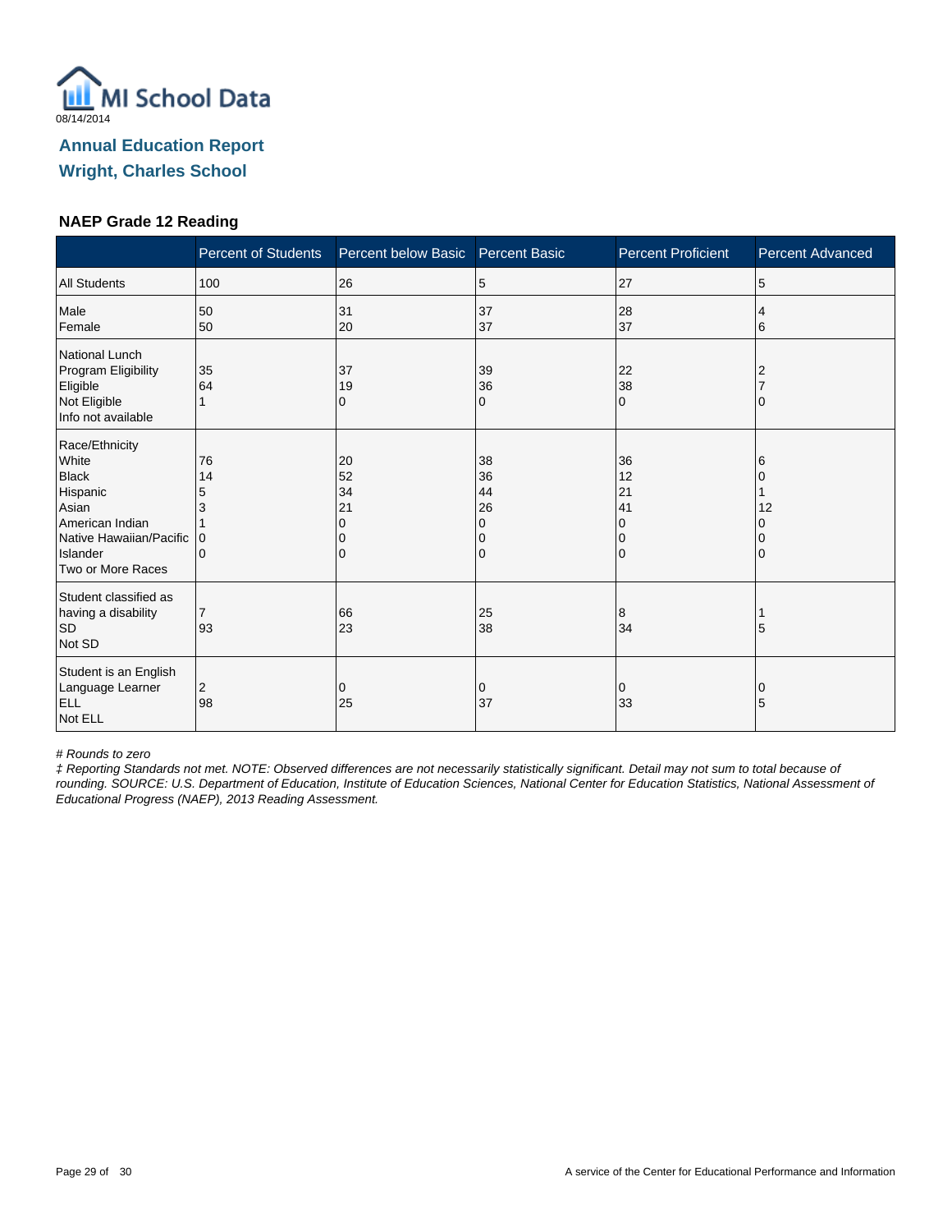MI School Data

08/14/2014

## Annual Education Report
## Wright, Charles School

### NAEP Grade 12 Reading

| | Percent of Students | Percent below Basic | Percent Basic | Percent Proficient | Percent Advanced |
|---|---|---|---|---|---|
| All Students | 100 | 26 | 5 | 27 | 5 |
| Male | 50 | 31 | 37 | 28 | 4 |
| Female | 50 | 20 | 37 | 37 | 6 |
| National Lunch Program Eligibility | | | | | |
| Eligible | 35 | 37 | 39 | 22 | 2 |
| Not Eligible | 64 | 19 | 36 | 38 | 7 |
| Info not available | 1 | 0 | 0 | 0 | 0 |
| Race/Ethnicity | | | | | |
| White | 76 | 20 | 38 | 36 | 6 |
| Black | 14 | 52 | 36 | 12 | 0 |
| Hispanic | 5 | 34 | 44 | 21 | 1 |
| Asian | 3 | 21 | 26 | 41 | 12 |
| American Indian | 1 | 0 | 0 | 0 | 0 |
| Native Hawaiian/Pacific Islander | 0 | 0 | 0 | 0 | 0 |
| Two or More Races | 0 | 0 | 0 | 0 | 0 |
| Student classified as having a disability | | | | | |
| SD | 7 | 66 | 25 | 8 | 1 |
| Not SD | 93 | 23 | 38 | 34 | 5 |
| Student is an English Language Learner | | | | | |
| ELL | 2 | 0 | 0 | 0 | 0 |
| Not ELL | 98 | 25 | 37 | 33 | 5 |

*# Rounds to zero*

*‡ Reporting Standards not met. NOTE: Observed differences are not necessarily statistically significant. Detail may not sum to total because of rounding. SOURCE: U.S. Department of Education, Institute of Education Sciences, National Center for Education Statistics, National Assessment of Educational Progress (NAEP), 2013 Reading Assessment.*

A service of the Center for Educational Performance and Information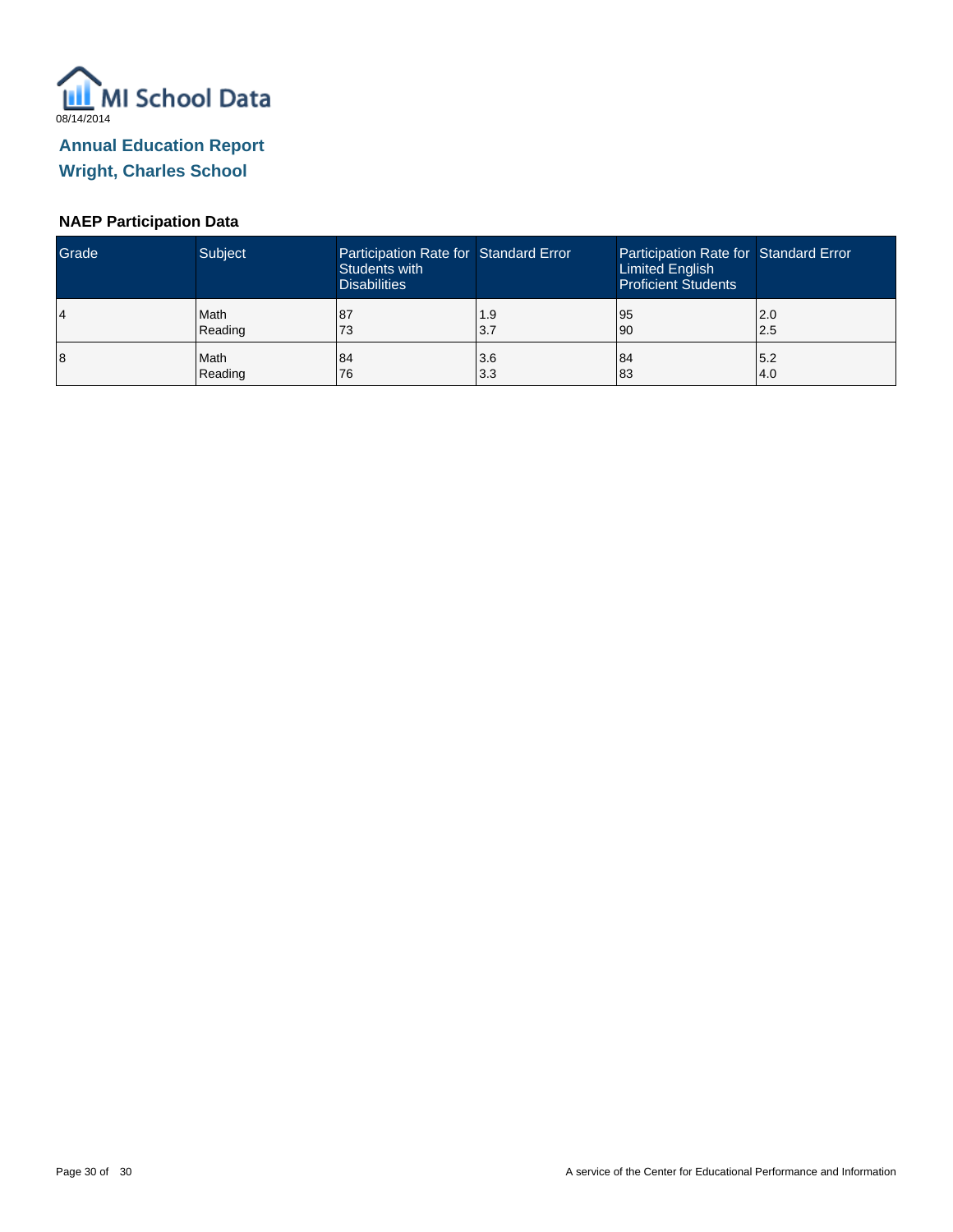MI School Data

08/14/2014

## Annual Education Report

## Wright, Charles School

### NAEP Participation Data

| Grade | Subject | Participation Rate for Students with Disabilities | Standard Error | Participation Rate for Limited English Proficient Students | Standard Error |
|---|---|---|---|---|---|
| 4 | Math | 87 | 1.9 | 95 | 2.0 |
| | Reading | 73 | 3.7 | 90 | 2.5 |
| 8 | Math | 84 | 3.6 | 84 | 5.2 |
| | Reading | 76 | 3.3 | 83 | 4.0 |

A service of the Center for Educational Performance and Information